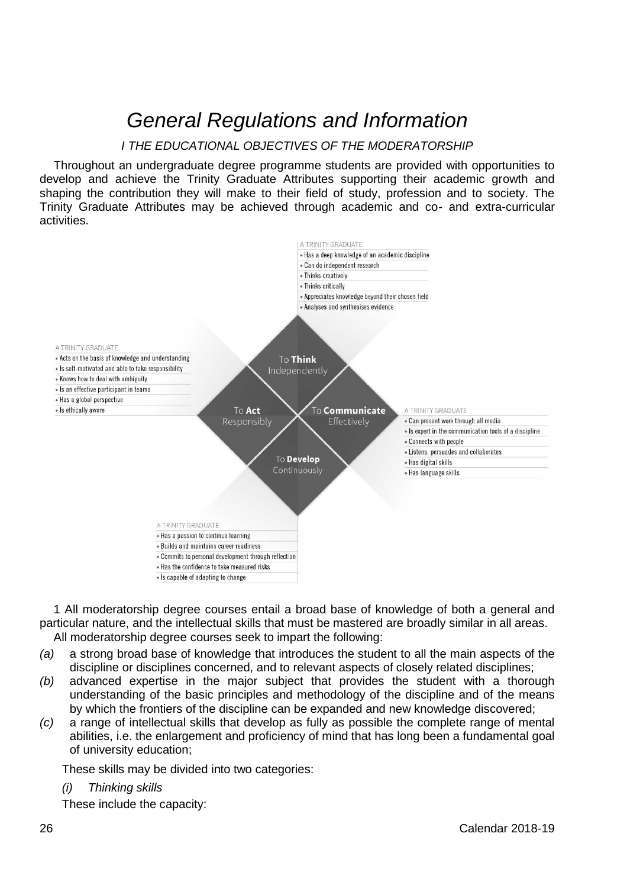# *General Regulations and Information*

## *I THE EDUCATIONAL OBJECTIVES OF THE MODERATORSHIP*

Throughout an undergraduate degree programme students are provided with opportunities to develop and achieve the Trinity Graduate Attributes supporting their academic growth and shaping the contribution they will make to their field of study, profession and to society. The Trinity Graduate Attributes may be achieved through academic and co- and extra-curricular activities.

A TRINITY GRADUATE
- Has a deep knowledge of an academic discipline
- Can do independent research
- Thinks creatively
- Thinks critically
- Appreciates knowledge beyond their chosen field
- Analyses and synthesises evidence

A TRINITY GRADUATE
- Acts on the basis of knowledge and understanding
- Is self-motivated and able to take responsibility
- Knows how to deal with ambiguity
- Is an effective participant in teams
- Has a global perspective
- Is ethically aware

To **Think** Independently

To **Act** Responsibly

To **Communicate** Effectively

To **Develop** Continuously

A TRINITY GRADUATE
- Can present work through all media
- Is expert in the communication tools of a discipline
- Connects with people
- Listens, persuades and collaborates
- Has digital skills
- Has language skills

A TRINITY GRADUATE
- Has a passion to continue learning
- Builds and maintains career readiness
- Commits to personal development through reflection
- Has the confidence to take measured risks
- Is capable of adapting to change

1 All moderatorship degree courses entail a broad base of knowledge of both a general and particular nature, and the intellectual skills that must be mastered are broadly similar in all areas.

All moderatorship degree courses seek to impart the following:

*(a)* a strong broad base of knowledge that introduces the student to all the main aspects of the discipline or disciplines concerned, and to relevant aspects of closely related disciplines;

*(b)* advanced expertise in the major subject that provides the student with a thorough understanding of the basic principles and methodology of the discipline and of the means by which the frontiers of the discipline can be expanded and new knowledge discovered;

*(c)* a range of intellectual skills that develop as fully as possible the complete range of mental abilities, i.e. the enlargement and proficiency of mind that has long been a fundamental goal of university education;

These skills may be divided into two categories:

*(i) Thinking skills*

These include the capacity: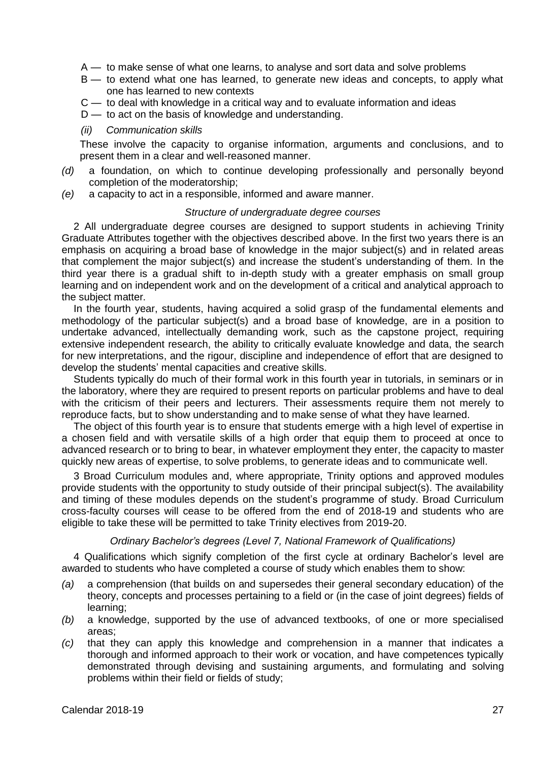A — to make sense of what one learns, to analyse and sort data and solve problems

B — to extend what one has learned, to generate new ideas and concepts, to apply what one has learned to new contexts

C — to deal with knowledge in a critical way and to evaluate information and ideas

D — to act on the basis of knowledge and understanding.

*(ii) Communication skills*

These involve the capacity to organise information, arguments and conclusions, and to present them in a clear and well-reasoned manner.

*(d)* a foundation, on which to continue developing professionally and personally beyond completion of the moderatorship;

*(e)* a capacity to act in a responsible, informed and aware manner.

*Structure of undergraduate degree courses*

2 All undergraduate degree courses are designed to support students in achieving Trinity Graduate Attributes together with the objectives described above. In the first two years there is an emphasis on acquiring a broad base of knowledge in the major subject(s) and in related areas that complement the major subject(s) and increase the student's understanding of them. In the third year there is a gradual shift to in-depth study with a greater emphasis on small group learning and on independent work and on the development of a critical and analytical approach to the subject matter.

In the fourth year, students, having acquired a solid grasp of the fundamental elements and methodology of the particular subject(s) and a broad base of knowledge, are in a position to undertake advanced, intellectually demanding work, such as the capstone project, requiring extensive independent research, the ability to critically evaluate knowledge and data, the search for new interpretations, and the rigour, discipline and independence of effort that are designed to develop the students' mental capacities and creative skills.

Students typically do much of their formal work in this fourth year in tutorials, in seminars or in the laboratory, where they are required to present reports on particular problems and have to deal with the criticism of their peers and lecturers. Their assessments require them not merely to reproduce facts, but to show understanding and to make sense of what they have learned.

The object of this fourth year is to ensure that students emerge with a high level of expertise in a chosen field and with versatile skills of a high order that equip them to proceed at once to advanced research or to bring to bear, in whatever employment they enter, the capacity to master quickly new areas of expertise, to solve problems, to generate ideas and to communicate well.

3 Broad Curriculum modules and, where appropriate, Trinity options and approved modules provide students with the opportunity to study outside of their principal subject(s). The availability and timing of these modules depends on the student's programme of study. Broad Curriculum cross-faculty courses will cease to be offered from the end of 2018-19 and students who are eligible to take these will be permitted to take Trinity electives from 2019-20.

*Ordinary Bachelor's degrees (Level 7, National Framework of Qualifications)*

4 Qualifications which signify completion of the first cycle at ordinary Bachelor's level are awarded to students who have completed a course of study which enables them to show:

*(a)* a comprehension (that builds on and supersedes their general secondary education) of the theory, concepts and processes pertaining to a field or (in the case of joint degrees) fields of learning;

*(b)* a knowledge, supported by the use of advanced textbooks, of one or more specialised areas;

*(c)* that they can apply this knowledge and comprehension in a manner that indicates a thorough and informed approach to their work or vocation, and have competences typically demonstrated through devising and sustaining arguments, and formulating and solving problems within their field or fields of study;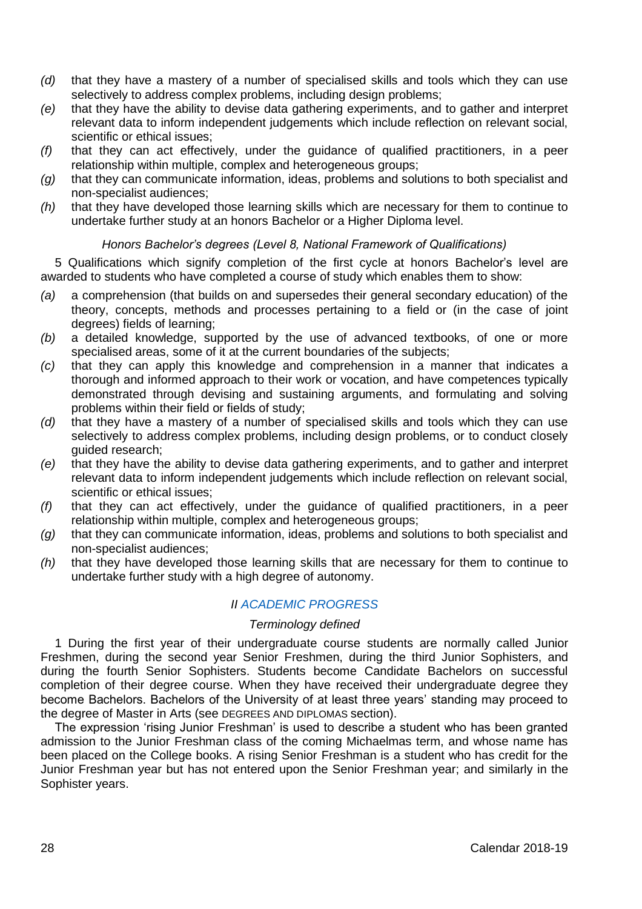*(d)* that they have a mastery of a number of specialised skills and tools which they can use selectively to address complex problems, including design problems;

*(e)* that they have the ability to devise data gathering experiments, and to gather and interpret relevant data to inform independent judgements which include reflection on relevant social, scientific or ethical issues;

*(f)* that they can act effectively, under the guidance of qualified practitioners, in a peer relationship within multiple, complex and heterogeneous groups;

*(g)* that they can communicate information, ideas, problems and solutions to both specialist and non-specialist audiences;

*(h)* that they have developed those learning skills which are necessary for them to continue to undertake further study at an honors Bachelor or a Higher Diploma level.

*Honors Bachelor's degrees (Level 8, National Framework of Qualifications)*

5 Qualifications which signify completion of the first cycle at honors Bachelor's level are awarded to students who have completed a course of study which enables them to show:

*(a)* a comprehension (that builds on and supersedes their general secondary education) of the theory, concepts, methods and processes pertaining to a field or (in the case of joint degrees) fields of learning;

*(b)* a detailed knowledge, supported by the use of advanced textbooks, of one or more specialised areas, some of it at the current boundaries of the subjects;

*(c)* that they can apply this knowledge and comprehension in a manner that indicates a thorough and informed approach to their work or vocation, and have competences typically demonstrated through devising and sustaining arguments, and formulating and solving problems within their field or fields of study;

*(d)* that they have a mastery of a number of specialised skills and tools which they can use selectively to address complex problems, including design problems, or to conduct closely guided research;

*(e)* that they have the ability to devise data gathering experiments, and to gather and interpret relevant data to inform independent judgements which include reflection on relevant social, scientific or ethical issues;

*(f)* that they can act effectively, under the guidance of qualified practitioners, in a peer relationship within multiple, complex and heterogeneous groups;

*(g)* that they can communicate information, ideas, problems and solutions to both specialist and non-specialist audiences;

*(h)* that they have developed those learning skills that are necessary for them to continue to undertake further study with a high degree of autonomy.

## *II ACADEMIC PROGRESS*

*Terminology defined*

1 During the first year of their undergraduate course students are normally called Junior Freshmen, during the second year Senior Freshmen, during the third Junior Sophisters, and during the fourth Senior Sophisters. Students become Candidate Bachelors on successful completion of their degree course. When they have received their undergraduate degree they become Bachelors. Bachelors of the University of at least three years' standing may proceed to the degree of Master in Arts (see DEGREES AND DIPLOMAS section).

The expression 'rising Junior Freshman' is used to describe a student who has been granted admission to the Junior Freshman class of the coming Michaelmas term, and whose name has been placed on the College books. A rising Senior Freshman is a student who has credit for the Junior Freshman year but has not entered upon the Senior Freshman year; and similarly in the Sophister years.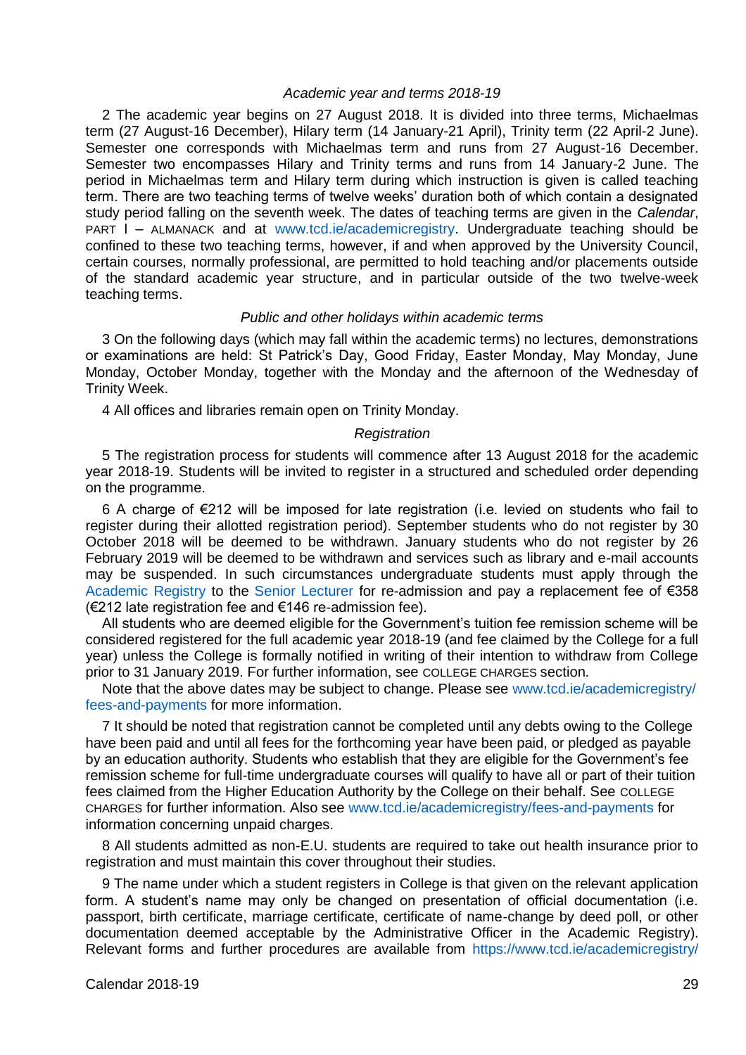*Academic year and terms 2018-19*

2 The academic year begins on 27 August 2018. It is divided into three terms, Michaelmas term (27 August-16 December), Hilary term (14 January-21 April), Trinity term (22 April-2 June). Semester one corresponds with Michaelmas term and runs from 27 August-16 December. Semester two encompasses Hilary and Trinity terms and runs from 14 January-2 June. The period in Michaelmas term and Hilary term during which instruction is given is called teaching term. There are two teaching terms of twelve weeks' duration both of which contain a designated study period falling on the seventh week. The dates of teaching terms are given in the *Calendar*, PART I – ALMANACK and at www.tcd.ie/academicregistry. Undergraduate teaching should be confined to these two teaching terms, however, if and when approved by the University Council, certain courses, normally professional, are permitted to hold teaching and/or placements outside of the standard academic year structure, and in particular outside of the two twelve-week teaching terms.

*Public and other holidays within academic terms*

3 On the following days (which may fall within the academic terms) no lectures, demonstrations or examinations are held: St Patrick's Day, Good Friday, Easter Monday, May Monday, June Monday, October Monday, together with the Monday and the afternoon of the Wednesday of Trinity Week.

4 All offices and libraries remain open on Trinity Monday.

*Registration*

5 The registration process for students will commence after 13 August 2018 for the academic year 2018-19. Students will be invited to register in a structured and scheduled order depending on the programme.

6 A charge of €212 will be imposed for late registration (i.e. levied on students who fail to register during their allotted registration period). September students who do not register by 30 October 2018 will be deemed to be withdrawn. January students who do not register by 26 February 2019 will be deemed to be withdrawn and services such as library and e-mail accounts may be suspended. In such circumstances undergraduate students must apply through the Academic Registry to the Senior Lecturer for re-admission and pay a replacement fee of €358 (€212 late registration fee and €146 re-admission fee).

All students who are deemed eligible for the Government's tuition fee remission scheme will be considered registered for the full academic year 2018-19 (and fee claimed by the College for a full year) unless the College is formally notified in writing of their intention to withdraw from College prior to 31 January 2019. For further information, see COLLEGE CHARGES section.

Note that the above dates may be subject to change. Please see www.tcd.ie/academicregistry/fees-and-payments for more information.

7 It should be noted that registration cannot be completed until any debts owing to the College have been paid and until all fees for the forthcoming year have been paid, or pledged as payable by an education authority. Students who establish that they are eligible for the Government's fee remission scheme for full-time undergraduate courses will qualify to have all or part of their tuition fees claimed from the Higher Education Authority by the College on their behalf. See COLLEGE CHARGES for further information. Also see www.tcd.ie/academicregistry/fees-and-payments for information concerning unpaid charges.

8 All students admitted as non-E.U. students are required to take out health insurance prior to registration and must maintain this cover throughout their studies.

9 The name under which a student registers in College is that given on the relevant application form. A student's name may only be changed on presentation of official documentation (i.e. passport, birth certificate, marriage certificate, certificate of name-change by deed poll, or other documentation deemed acceptable by the Administrative Officer in the Academic Registry). Relevant forms and further procedures are available from https://www.tcd.ie/academicregistry/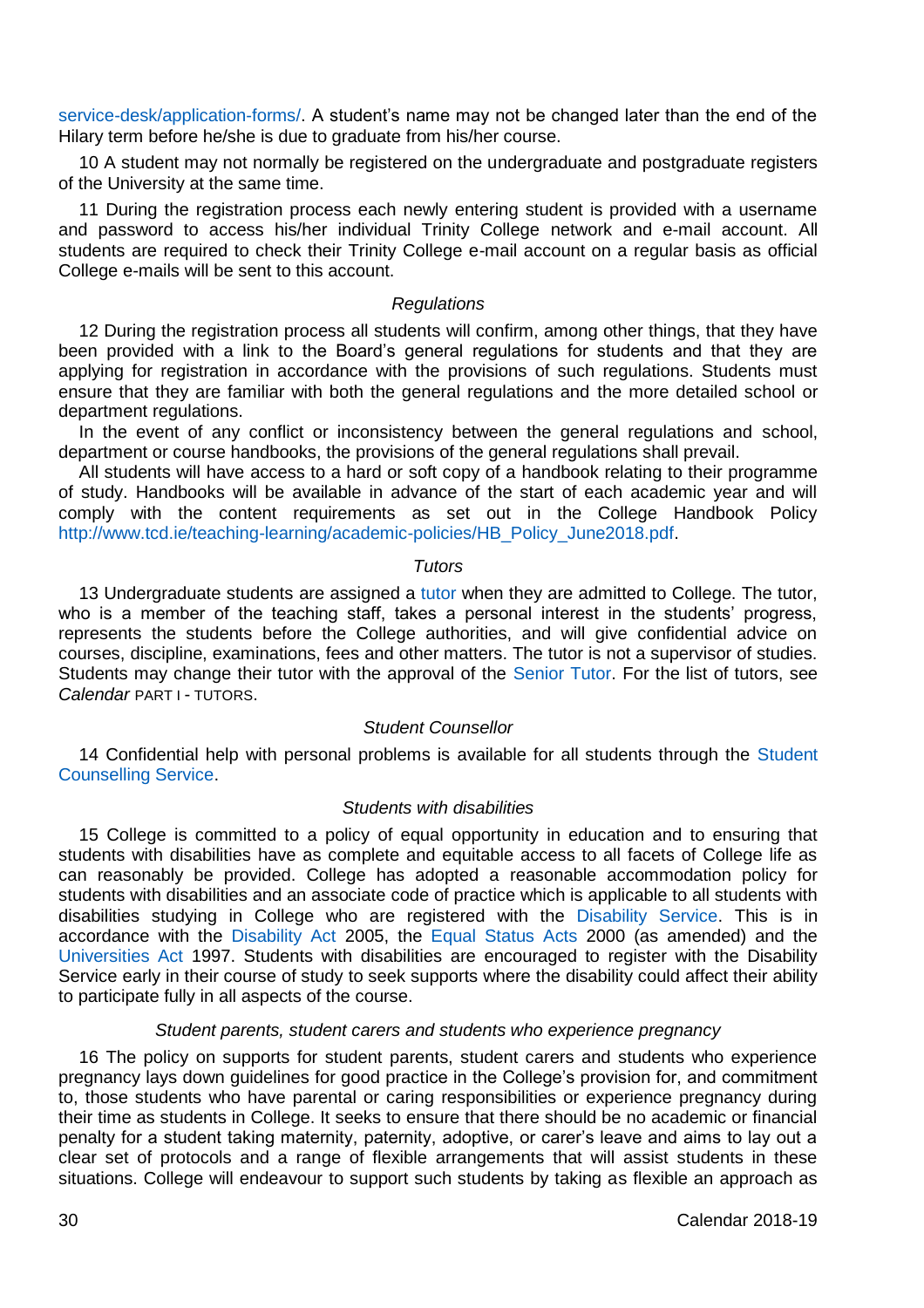service-desk/application-forms/. A student's name may not be changed later than the end of the Hilary term before he/she is due to graduate from his/her course.

10 A student may not normally be registered on the undergraduate and postgraduate registers of the University at the same time.

11 During the registration process each newly entering student is provided with a username and password to access his/her individual Trinity College network and e-mail account. All students are required to check their Trinity College e-mail account on a regular basis as official College e-mails will be sent to this account.

### *Regulations*

12 During the registration process all students will confirm, among other things, that they have been provided with a link to the Board's general regulations for students and that they are applying for registration in accordance with the provisions of such regulations. Students must ensure that they are familiar with both the general regulations and the more detailed school or department regulations.

In the event of any conflict or inconsistency between the general regulations and school, department or course handbooks, the provisions of the general regulations shall prevail.

All students will have access to a hard or soft copy of a handbook relating to their programme of study. Handbooks will be available in advance of the start of each academic year and will comply with the content requirements as set out in the College Handbook Policy http://www.tcd.ie/teaching-learning/academic-policies/HB_Policy_June2018.pdf.

### *Tutors*

13 Undergraduate students are assigned a tutor when they are admitted to College. The tutor, who is a member of the teaching staff, takes a personal interest in the students' progress, represents the students before the College authorities, and will give confidential advice on courses, discipline, examinations, fees and other matters. The tutor is not a supervisor of studies. Students may change their tutor with the approval of the Senior Tutor. For the list of tutors, see *Calendar* PART I - TUTORS.

### *Student Counsellor*

14 Confidential help with personal problems is available for all students through the Student Counselling Service.

### *Students with disabilities*

15 College is committed to a policy of equal opportunity in education and to ensuring that students with disabilities have as complete and equitable access to all facets of College life as can reasonably be provided. College has adopted a reasonable accommodation policy for students with disabilities and an associate code of practice which is applicable to all students with disabilities studying in College who are registered with the Disability Service. This is in accordance with the Disability Act 2005, the Equal Status Acts 2000 (as amended) and the Universities Act 1997. Students with disabilities are encouraged to register with the Disability Service early in their course of study to seek supports where the disability could affect their ability to participate fully in all aspects of the course.

### *Student parents, student carers and students who experience pregnancy*

16 The policy on supports for student parents, student carers and students who experience pregnancy lays down guidelines for good practice in the College's provision for, and commitment to, those students who have parental or caring responsibilities or experience pregnancy during their time as students in College. It seeks to ensure that there should be no academic or financial penalty for a student taking maternity, paternity, adoptive, or carer's leave and aims to lay out a clear set of protocols and a range of flexible arrangements that will assist students in these situations. College will endeavour to support such students by taking as flexible an approach as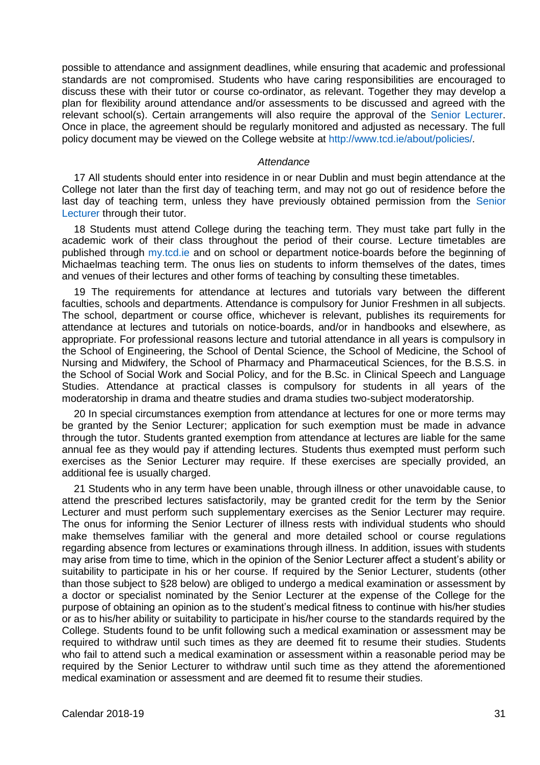possible to attendance and assignment deadlines, while ensuring that academic and professional standards are not compromised. Students who have caring responsibilities are encouraged to discuss these with their tutor or course co-ordinator, as relevant. Together they may develop a plan for flexibility around attendance and/or assessments to be discussed and agreed with the relevant school(s). Certain arrangements will also require the approval of the Senior Lecturer. Once in place, the agreement should be regularly monitored and adjusted as necessary. The full policy document may be viewed on the College website at http://www.tcd.ie/about/policies/.

*Attendance*

17 All students should enter into residence in or near Dublin and must begin attendance at the College not later than the first day of teaching term, and may not go out of residence before the last day of teaching term, unless they have previously obtained permission from the Senior Lecturer through their tutor.

18 Students must attend College during the teaching term. They must take part fully in the academic work of their class throughout the period of their course. Lecture timetables are published through my.tcd.ie and on school or department notice-boards before the beginning of Michaelmas teaching term. The onus lies on students to inform themselves of the dates, times and venues of their lectures and other forms of teaching by consulting these timetables.

19 The requirements for attendance at lectures and tutorials vary between the different faculties, schools and departments. Attendance is compulsory for Junior Freshmen in all subjects. The school, department or course office, whichever is relevant, publishes its requirements for attendance at lectures and tutorials on notice-boards, and/or in handbooks and elsewhere, as appropriate. For professional reasons lecture and tutorial attendance in all years is compulsory in the School of Engineering, the School of Dental Science, the School of Medicine, the School of Nursing and Midwifery, the School of Pharmacy and Pharmaceutical Sciences, for the B.S.S. in the School of Social Work and Social Policy, and for the B.Sc. in Clinical Speech and Language Studies. Attendance at practical classes is compulsory for students in all years of the moderatorship in drama and theatre studies and drama studies two-subject moderatorship.

20 In special circumstances exemption from attendance at lectures for one or more terms may be granted by the Senior Lecturer; application for such exemption must be made in advance through the tutor. Students granted exemption from attendance at lectures are liable for the same annual fee as they would pay if attending lectures. Students thus exempted must perform such exercises as the Senior Lecturer may require. If these exercises are specially provided, an additional fee is usually charged.

21 Students who in any term have been unable, through illness or other unavoidable cause, to attend the prescribed lectures satisfactorily, may be granted credit for the term by the Senior Lecturer and must perform such supplementary exercises as the Senior Lecturer may require. The onus for informing the Senior Lecturer of illness rests with individual students who should make themselves familiar with the general and more detailed school or course regulations regarding absence from lectures or examinations through illness. In addition, issues with students may arise from time to time, which in the opinion of the Senior Lecturer affect a student's ability or suitability to participate in his or her course. If required by the Senior Lecturer, students (other than those subject to §28 below) are obliged to undergo a medical examination or assessment by a doctor or specialist nominated by the Senior Lecturer at the expense of the College for the purpose of obtaining an opinion as to the student's medical fitness to continue with his/her studies or as to his/her ability or suitability to participate in his/her course to the standards required by the College. Students found to be unfit following such a medical examination or assessment may be required to withdraw until such times as they are deemed fit to resume their studies. Students who fail to attend such a medical examination or assessment within a reasonable period may be required by the Senior Lecturer to withdraw until such time as they attend the aforementioned medical examination or assessment and are deemed fit to resume their studies.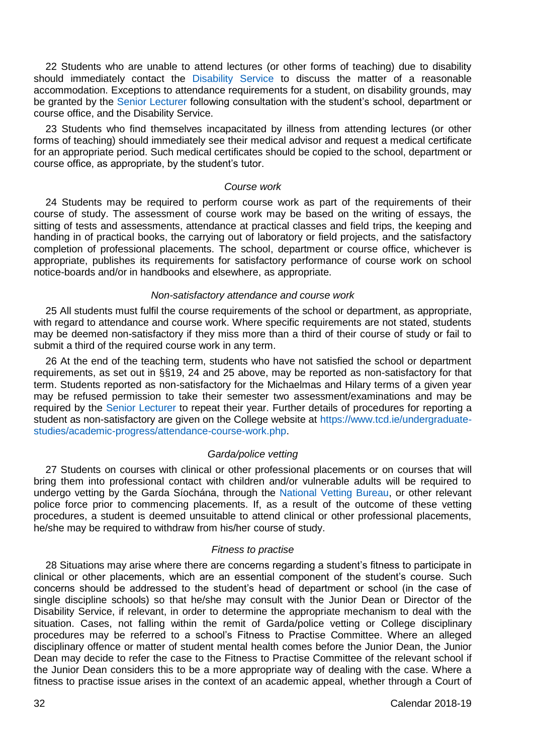22 Students who are unable to attend lectures (or other forms of teaching) due to disability should immediately contact the Disability Service to discuss the matter of a reasonable accommodation. Exceptions to attendance requirements for a student, on disability grounds, may be granted by the Senior Lecturer following consultation with the student's school, department or course office, and the Disability Service.

23 Students who find themselves incapacitated by illness from attending lectures (or other forms of teaching) should immediately see their medical advisor and request a medical certificate for an appropriate period. Such medical certificates should be copied to the school, department or course office, as appropriate, by the student's tutor.

*Course work*

24 Students may be required to perform course work as part of the requirements of their course of study. The assessment of course work may be based on the writing of essays, the sitting of tests and assessments, attendance at practical classes and field trips, the keeping and handing in of practical books, the carrying out of laboratory or field projects, and the satisfactory completion of professional placements. The school, department or course office, whichever is appropriate, publishes its requirements for satisfactory performance of course work on school notice-boards and/or in handbooks and elsewhere, as appropriate.

*Non-satisfactory attendance and course work*

25 All students must fulfil the course requirements of the school or department, as appropriate, with regard to attendance and course work. Where specific requirements are not stated, students may be deemed non-satisfactory if they miss more than a third of their course of study or fail to submit a third of the required course work in any term.

26 At the end of the teaching term, students who have not satisfied the school or department requirements, as set out in §§19, 24 and 25 above, may be reported as non-satisfactory for that term. Students reported as non-satisfactory for the Michaelmas and Hilary terms of a given year may be refused permission to take their semester two assessment/examinations and may be required by the Senior Lecturer to repeat their year. Further details of procedures for reporting a student as non-satisfactory are given on the College website at https://www.tcd.ie/undergraduate-studies/academic-progress/attendance-course-work.php.

*Garda/police vetting*

27 Students on courses with clinical or other professional placements or on courses that will bring them into professional contact with children and/or vulnerable adults will be required to undergo vetting by the Garda Síochána, through the National Vetting Bureau, or other relevant police force prior to commencing placements. If, as a result of the outcome of these vetting procedures, a student is deemed unsuitable to attend clinical or other professional placements, he/she may be required to withdraw from his/her course of study.

*Fitness to practise*

28 Situations may arise where there are concerns regarding a student's fitness to participate in clinical or other placements, which are an essential component of the student's course. Such concerns should be addressed to the student's head of department or school (in the case of single discipline schools) so that he/she may consult with the Junior Dean or Director of the Disability Service, if relevant, in order to determine the appropriate mechanism to deal with the situation. Cases, not falling within the remit of Garda/police vetting or College disciplinary procedures may be referred to a school's Fitness to Practise Committee. Where an alleged disciplinary offence or matter of student mental health comes before the Junior Dean, the Junior Dean may decide to refer the case to the Fitness to Practise Committee of the relevant school if the Junior Dean considers this to be a more appropriate way of dealing with the case. Where a fitness to practise issue arises in the context of an academic appeal, whether through a Court of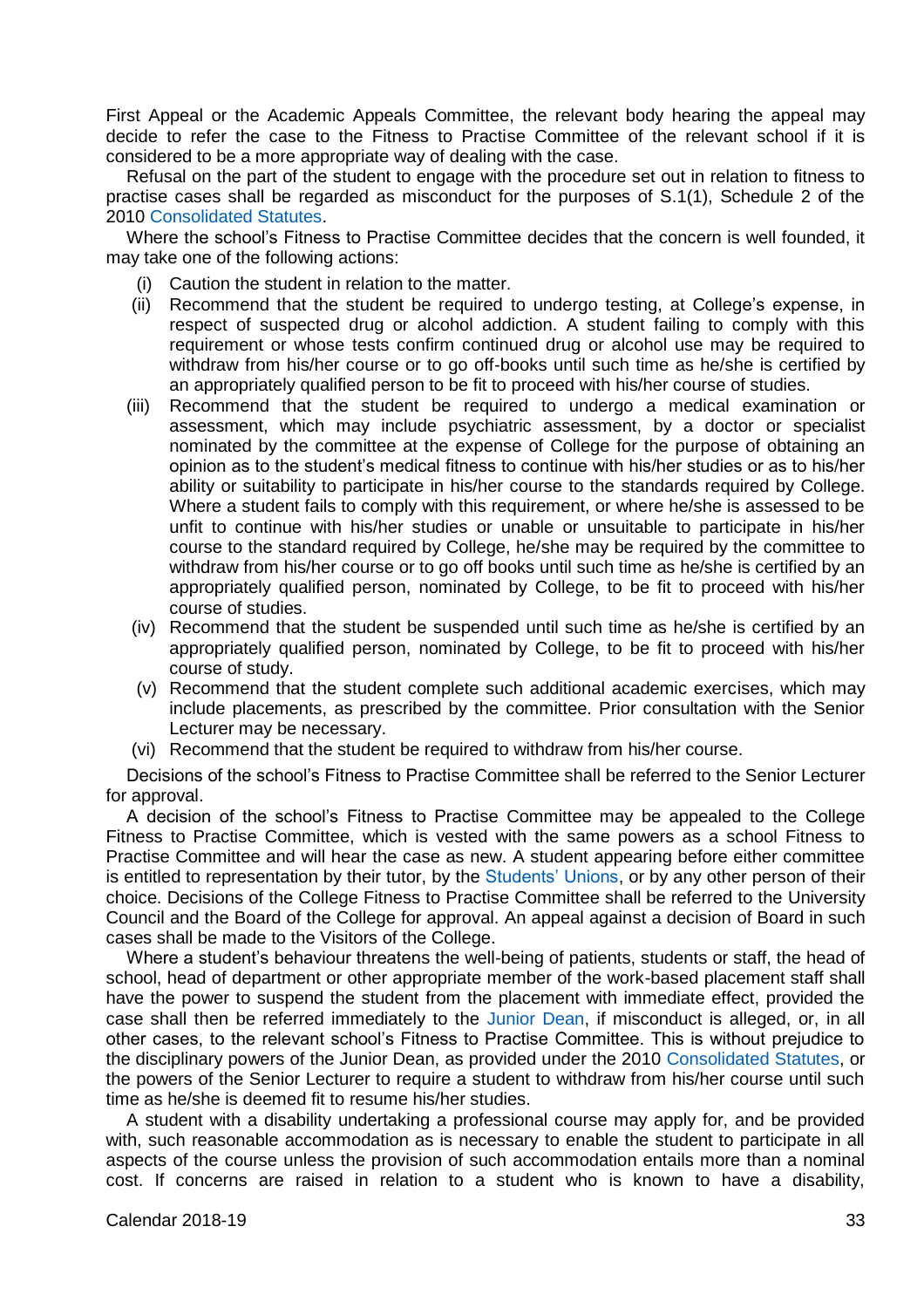First Appeal or the Academic Appeals Committee, the relevant body hearing the appeal may decide to refer the case to the Fitness to Practise Committee of the relevant school if it is considered to be a more appropriate way of dealing with the case.

Refusal on the part of the student to engage with the procedure set out in relation to fitness to practise cases shall be regarded as misconduct for the purposes of S.1(1), Schedule 2 of the 2010 Consolidated Statutes.

Where the school's Fitness to Practise Committee decides that the concern is well founded, it may take one of the following actions:

(i) Caution the student in relation to the matter.

(ii) Recommend that the student be required to undergo testing, at College's expense, in respect of suspected drug or alcohol addiction. A student failing to comply with this requirement or whose tests confirm continued drug or alcohol use may be required to withdraw from his/her course or to go off-books until such time as he/she is certified by an appropriately qualified person to be fit to proceed with his/her course of studies.

(iii) Recommend that the student be required to undergo a medical examination or assessment, which may include psychiatric assessment, by a doctor or specialist nominated by the committee at the expense of College for the purpose of obtaining an opinion as to the student's medical fitness to continue with his/her studies or as to his/her ability or suitability to participate in his/her course to the standards required by College. Where a student fails to comply with this requirement, or where he/she is assessed to be unfit to continue with his/her studies or unable or unsuitable to participate in his/her course to the standard required by College, he/she may be required by the committee to withdraw from his/her course or to go off books until such time as he/she is certified by an appropriately qualified person, nominated by College, to be fit to proceed with his/her course of studies.

(iv) Recommend that the student be suspended until such time as he/she is certified by an appropriately qualified person, nominated by College, to be fit to proceed with his/her course of study.

(v) Recommend that the student complete such additional academic exercises, which may include placements, as prescribed by the committee. Prior consultation with the Senior Lecturer may be necessary.

(vi) Recommend that the student be required to withdraw from his/her course.

Decisions of the school's Fitness to Practise Committee shall be referred to the Senior Lecturer for approval.

A decision of the school's Fitness to Practise Committee may be appealed to the College Fitness to Practise Committee, which is vested with the same powers as a school Fitness to Practise Committee and will hear the case as new. A student appearing before either committee is entitled to representation by their tutor, by the Students' Unions, or by any other person of their choice. Decisions of the College Fitness to Practise Committee shall be referred to the University Council and the Board of the College for approval. An appeal against a decision of Board in such cases shall be made to the Visitors of the College.

Where a student's behaviour threatens the well-being of patients, students or staff, the head of school, head of department or other appropriate member of the work-based placement staff shall have the power to suspend the student from the placement with immediate effect, provided the case shall then be referred immediately to the Junior Dean, if misconduct is alleged, or, in all other cases, to the relevant school's Fitness to Practise Committee. This is without prejudice to the disciplinary powers of the Junior Dean, as provided under the 2010 Consolidated Statutes, or the powers of the Senior Lecturer to require a student to withdraw from his/her course until such time as he/she is deemed fit to resume his/her studies.

A student with a disability undertaking a professional course may apply for, and be provided with, such reasonable accommodation as is necessary to enable the student to participate in all aspects of the course unless the provision of such accommodation entails more than a nominal cost. If concerns are raised in relation to a student who is known to have a disability,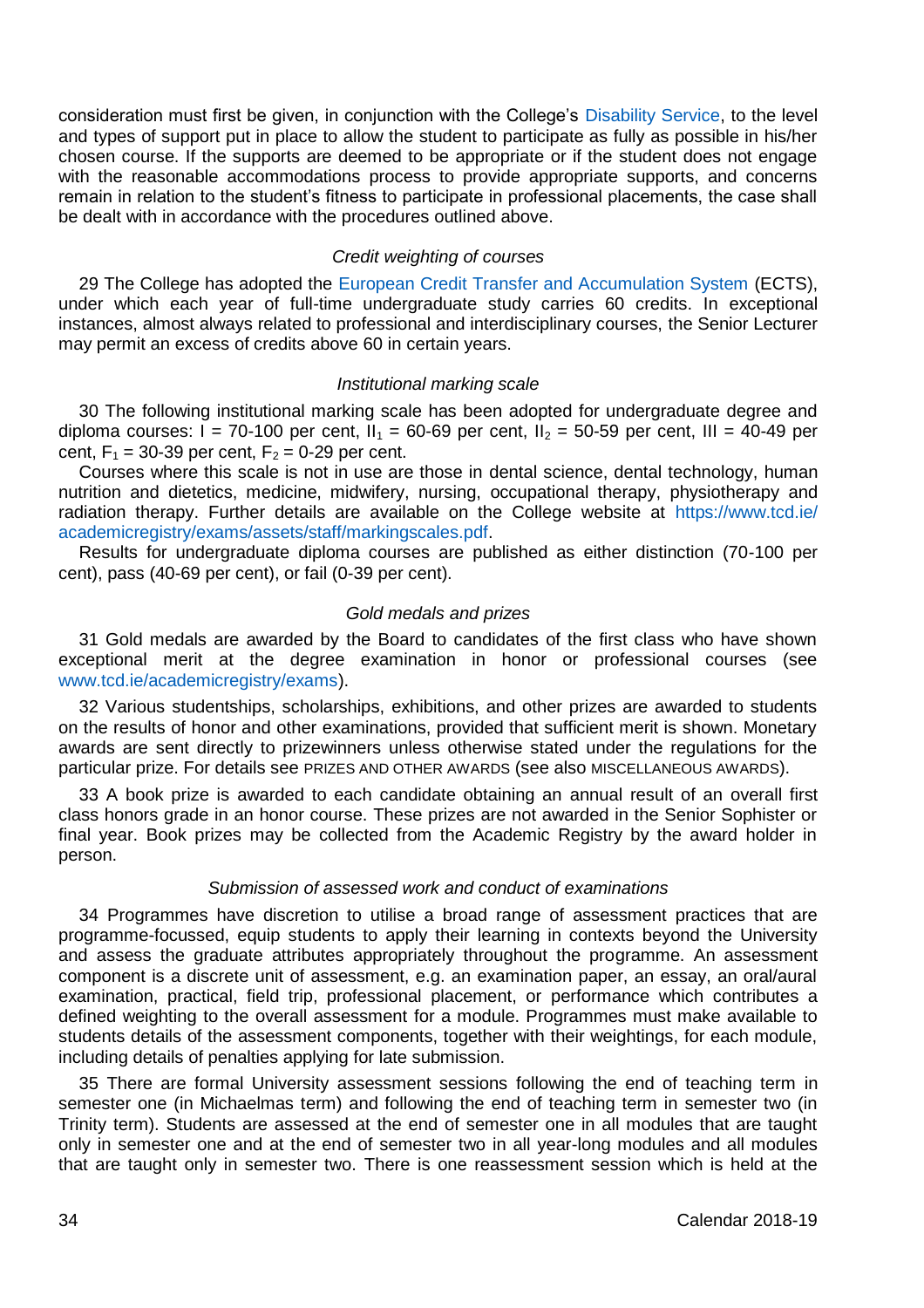consideration must first be given, in conjunction with the College's Disability Service, to the level and types of support put in place to allow the student to participate as fully as possible in his/her chosen course. If the supports are deemed to be appropriate or if the student does not engage with the reasonable accommodations process to provide appropriate supports, and concerns remain in relation to the student's fitness to participate in professional placements, the case shall be dealt with in accordance with the procedures outlined above.

*Credit weighting of courses*

29 The College has adopted the European Credit Transfer and Accumulation System (ECTS), under which each year of full-time undergraduate study carries 60 credits. In exceptional instances, almost always related to professional and interdisciplinary courses, the Senior Lecturer may permit an excess of credits above 60 in certain years.

*Institutional marking scale*

30 The following institutional marking scale has been adopted for undergraduate degree and diploma courses: I = 70-100 per cent, $II_1$ = 60-69 per cent, $II_2$ = 50-59 per cent, III = 40-49 per cent, $F_1$ = 30-39 per cent, $F_2$ = 0-29 per cent.

Courses where this scale is not in use are those in dental science, dental technology, human nutrition and dietetics, medicine, midwifery, nursing, occupational therapy, physiotherapy and radiation therapy. Further details are available on the College website at https://www.tcd.ie/academicregistry/exams/assets/staff/markingscales.pdf.

Results for undergraduate diploma courses are published as either distinction (70-100 per cent), pass (40-69 per cent), or fail (0-39 per cent).

*Gold medals and prizes*

31 Gold medals are awarded by the Board to candidates of the first class who have shown exceptional merit at the degree examination in honor or professional courses (see www.tcd.ie/academicregistry/exams).

32 Various studentships, scholarships, exhibitions, and other prizes are awarded to students on the results of honor and other examinations, provided that sufficient merit is shown. Monetary awards are sent directly to prizewinners unless otherwise stated under the regulations for the particular prize. For details see PRIZES AND OTHER AWARDS (see also MISCELLANEOUS AWARDS).

33 A book prize is awarded to each candidate obtaining an annual result of an overall first class honors grade in an honor course. These prizes are not awarded in the Senior Sophister or final year. Book prizes may be collected from the Academic Registry by the award holder in person.

*Submission of assessed work and conduct of examinations*

34 Programmes have discretion to utilise a broad range of assessment practices that are programme-focussed, equip students to apply their learning in contexts beyond the University and assess the graduate attributes appropriately throughout the programme. An assessment component is a discrete unit of assessment, e.g. an examination paper, an essay, an oral/aural examination, practical, field trip, professional placement, or performance which contributes a defined weighting to the overall assessment for a module. Programmes must make available to students details of the assessment components, together with their weightings, for each module, including details of penalties applying for late submission.

35 There are formal University assessment sessions following the end of teaching term in semester one (in Michaelmas term) and following the end of teaching term in semester two (in Trinity term). Students are assessed at the end of semester one in all modules that are taught only in semester one and at the end of semester two in all year-long modules and all modules that are taught only in semester two. There is one reassessment session which is held at the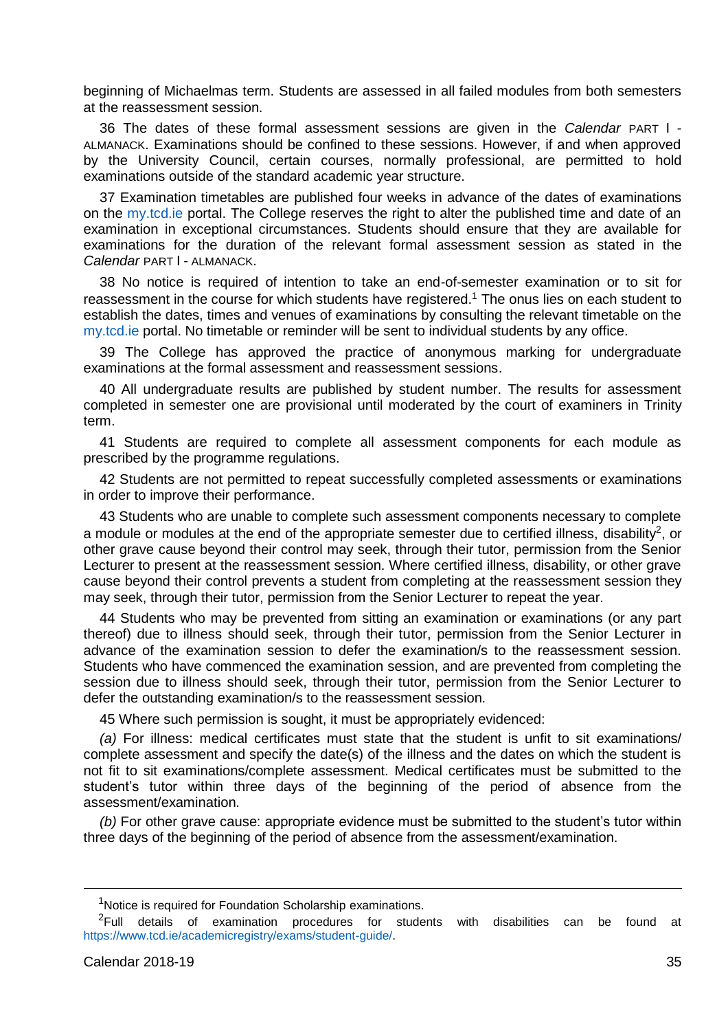beginning of Michaelmas term. Students are assessed in all failed modules from both semesters at the reassessment session.

36 The dates of these formal assessment sessions are given in the *Calendar* PART I - ALMANACK. Examinations should be confined to these sessions. However, if and when approved by the University Council, certain courses, normally professional, are permitted to hold examinations outside of the standard academic year structure.

37 Examination timetables are published four weeks in advance of the dates of examinations on the my.tcd.ie portal. The College reserves the right to alter the published time and date of an examination in exceptional circumstances. Students should ensure that they are available for examinations for the duration of the relevant formal assessment session as stated in the *Calendar* PART I - ALMANACK.

38 No notice is required of intention to take an end-of-semester examination or to sit for reassessment in the course for which students have registered.[1] The onus lies on each student to establish the dates, times and venues of examinations by consulting the relevant timetable on the my.tcd.ie portal. No timetable or reminder will be sent to individual students by any office.

39 The College has approved the practice of anonymous marking for undergraduate examinations at the formal assessment and reassessment sessions.

40 All undergraduate results are published by student number. The results for assessment completed in semester one are provisional until moderated by the court of examiners in Trinity term.

41 Students are required to complete all assessment components for each module as prescribed by the programme regulations.

42 Students are not permitted to repeat successfully completed assessments or examinations in order to improve their performance.

43 Students who are unable to complete such assessment components necessary to complete a module or modules at the end of the appropriate semester due to certified illness, disability[2], or other grave cause beyond their control may seek, through their tutor, permission from the Senior Lecturer to present at the reassessment session. Where certified illness, disability, or other grave cause beyond their control prevents a student from completing at the reassessment session they may seek, through their tutor, permission from the Senior Lecturer to repeat the year.

44 Students who may be prevented from sitting an examination or examinations (or any part thereof) due to illness should seek, through their tutor, permission from the Senior Lecturer in advance of the examination session to defer the examination/s to the reassessment session. Students who have commenced the examination session, and are prevented from completing the session due to illness should seek, through their tutor, permission from the Senior Lecturer to defer the outstanding examination/s to the reassessment session.

45 Where such permission is sought, it must be appropriately evidenced:

*(a)* For illness: medical certificates must state that the student is unfit to sit examinations/ complete assessment and specify the date(s) of the illness and the dates on which the student is not fit to sit examinations/complete assessment. Medical certificates must be submitted to the student's tutor within three days of the beginning of the period of absence from the assessment/examination.

*(b)* For other grave cause: appropriate evidence must be submitted to the student's tutor within three days of the beginning of the period of absence from the assessment/examination.

---

[1] Notice is required for Foundation Scholarship examinations.

[2] Full details of examination procedures for students with disabilities can be found at https://www.tcd.ie/academicregistry/exams/student-guide/.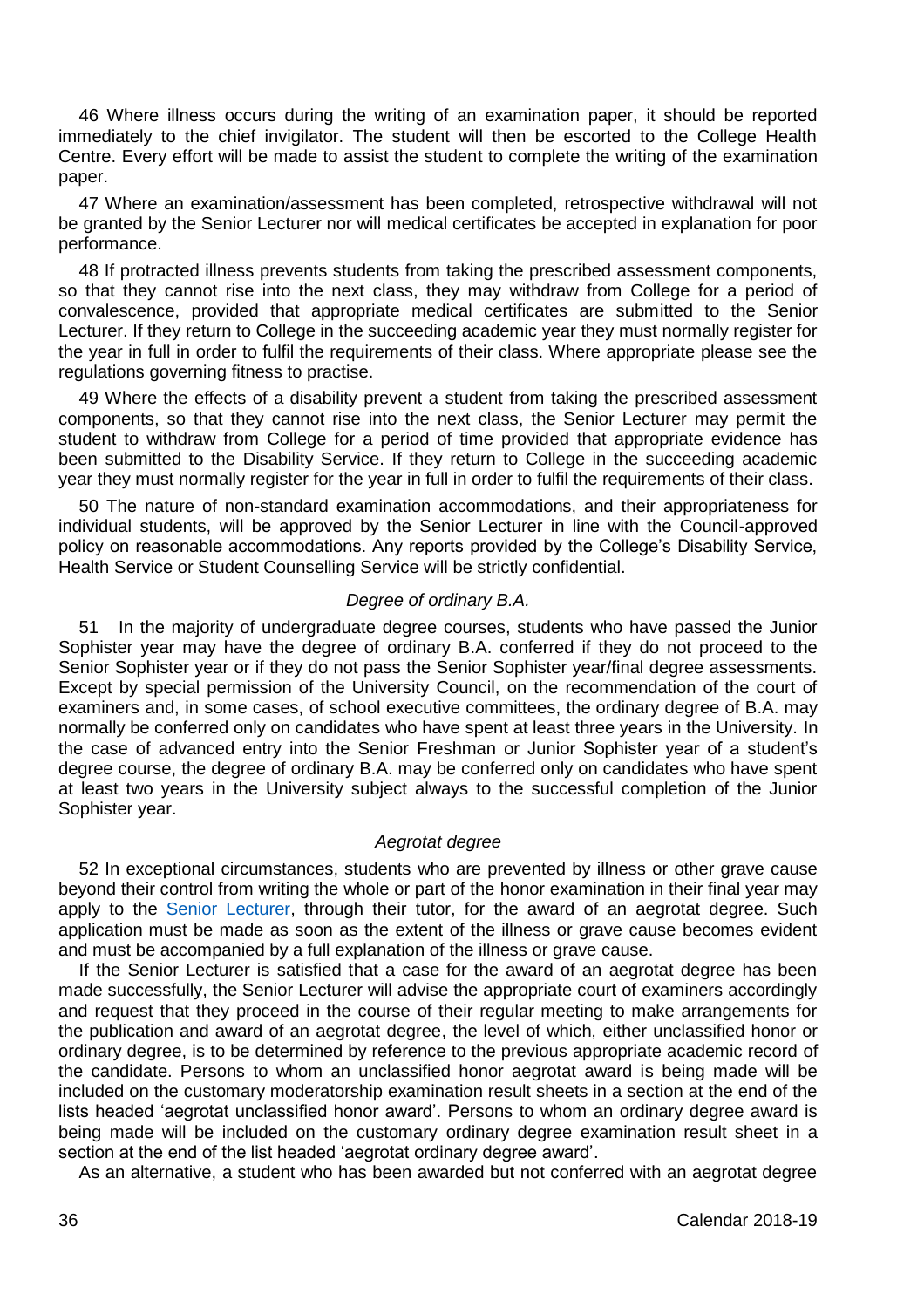46 Where illness occurs during the writing of an examination paper, it should be reported immediately to the chief invigilator. The student will then be escorted to the College Health Centre. Every effort will be made to assist the student to complete the writing of the examination paper.

47 Where an examination/assessment has been completed, retrospective withdrawal will not be granted by the Senior Lecturer nor will medical certificates be accepted in explanation for poor performance.

48 If protracted illness prevents students from taking the prescribed assessment components, so that they cannot rise into the next class, they may withdraw from College for a period of convalescence, provided that appropriate medical certificates are submitted to the Senior Lecturer. If they return to College in the succeeding academic year they must normally register for the year in full in order to fulfil the requirements of their class. Where appropriate please see the regulations governing fitness to practise.

49 Where the effects of a disability prevent a student from taking the prescribed assessment components, so that they cannot rise into the next class, the Senior Lecturer may permit the student to withdraw from College for a period of time provided that appropriate evidence has been submitted to the Disability Service. If they return to College in the succeeding academic year they must normally register for the year in full in order to fulfil the requirements of their class.

50 The nature of non-standard examination accommodations, and their appropriateness for individual students, will be approved by the Senior Lecturer in line with the Council-approved policy on reasonable accommodations. Any reports provided by the College's Disability Service, Health Service or Student Counselling Service will be strictly confidential.

*Degree of ordinary B.A.*

51 In the majority of undergraduate degree courses, students who have passed the Junior Sophister year may have the degree of ordinary B.A. conferred if they do not proceed to the Senior Sophister year or if they do not pass the Senior Sophister year/final degree assessments. Except by special permission of the University Council, on the recommendation of the court of examiners and, in some cases, of school executive committees, the ordinary degree of B.A. may normally be conferred only on candidates who have spent at least three years in the University. In the case of advanced entry into the Senior Freshman or Junior Sophister year of a student's degree course, the degree of ordinary B.A. may be conferred only on candidates who have spent at least two years in the University subject always to the successful completion of the Junior Sophister year.

*Aegrotat degree*

52 In exceptional circumstances, students who are prevented by illness or other grave cause beyond their control from writing the whole or part of the honor examination in their final year may apply to the Senior Lecturer, through their tutor, for the award of an aegrotat degree. Such application must be made as soon as the extent of the illness or grave cause becomes evident and must be accompanied by a full explanation of the illness or grave cause.

If the Senior Lecturer is satisfied that a case for the award of an aegrotat degree has been made successfully, the Senior Lecturer will advise the appropriate court of examiners accordingly and request that they proceed in the course of their regular meeting to make arrangements for the publication and award of an aegrotat degree, the level of which, either unclassified honor or ordinary degree, is to be determined by reference to the previous appropriate academic record of the candidate. Persons to whom an unclassified honor aegrotat award is being made will be included on the customary moderatorship examination result sheets in a section at the end of the lists headed 'aegrotat unclassified honor award'. Persons to whom an ordinary degree award is being made will be included on the customary ordinary degree examination result sheet in a section at the end of the list headed 'aegrotat ordinary degree award'.

As an alternative, a student who has been awarded but not conferred with an aegrotat degree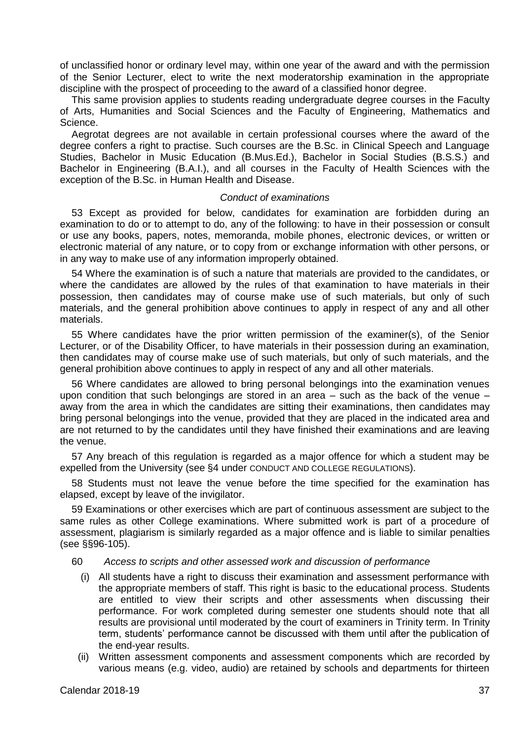of unclassified honor or ordinary level may, within one year of the award and with the permission of the Senior Lecturer, elect to write the next moderatorship examination in the appropriate discipline with the prospect of proceeding to the award of a classified honor degree.

This same provision applies to students reading undergraduate degree courses in the Faculty of Arts, Humanities and Social Sciences and the Faculty of Engineering, Mathematics and Science.

Aegrotat degrees are not available in certain professional courses where the award of the degree confers a right to practise. Such courses are the B.Sc. in Clinical Speech and Language Studies, Bachelor in Music Education (B.Mus.Ed.), Bachelor in Social Studies (B.S.S.) and Bachelor in Engineering (B.A.I.), and all courses in the Faculty of Health Sciences with the exception of the B.Sc. in Human Health and Disease.

### *Conduct of examinations*

53 Except as provided for below, candidates for examination are forbidden during an examination to do or to attempt to do, any of the following: to have in their possession or consult or use any books, papers, notes, memoranda, mobile phones, electronic devices, or written or electronic material of any nature, or to copy from or exchange information with other persons, or in any way to make use of any information improperly obtained.

54 Where the examination is of such a nature that materials are provided to the candidates, or where the candidates are allowed by the rules of that examination to have materials in their possession, then candidates may of course make use of such materials, but only of such materials, and the general prohibition above continues to apply in respect of any and all other materials.

55 Where candidates have the prior written permission of the examiner(s), of the Senior Lecturer, or of the Disability Officer, to have materials in their possession during an examination, then candidates may of course make use of such materials, but only of such materials, and the general prohibition above continues to apply in respect of any and all other materials.

56 Where candidates are allowed to bring personal belongings into the examination venues upon condition that such belongings are stored in an area – such as the back of the venue – away from the area in which the candidates are sitting their examinations, then candidates may bring personal belongings into the venue, provided that they are placed in the indicated area and are not returned to by the candidates until they have finished their examinations and are leaving the venue.

57 Any breach of this regulation is regarded as a major offence for which a student may be expelled from the University (see §4 under CONDUCT AND COLLEGE REGULATIONS).

58 Students must not leave the venue before the time specified for the examination has elapsed, except by leave of the invigilator.

59 Examinations or other exercises which are part of continuous assessment are subject to the same rules as other College examinations. Where submitted work is part of a procedure of assessment, plagiarism is similarly regarded as a major offence and is liable to similar penalties (see §§96-105).

60 *Access to scripts and other assessed work and discussion of performance*

(i) All students have a right to discuss their examination and assessment performance with the appropriate members of staff. This right is basic to the educational process. Students are entitled to view their scripts and other assessments when discussing their performance. For work completed during semester one students should note that all results are provisional until moderated by the court of examiners in Trinity term. In Trinity term, students' performance cannot be discussed with them until after the publication of the end-year results.

(ii) Written assessment components and assessment components which are recorded by various means (e.g. video, audio) are retained by schools and departments for thirteen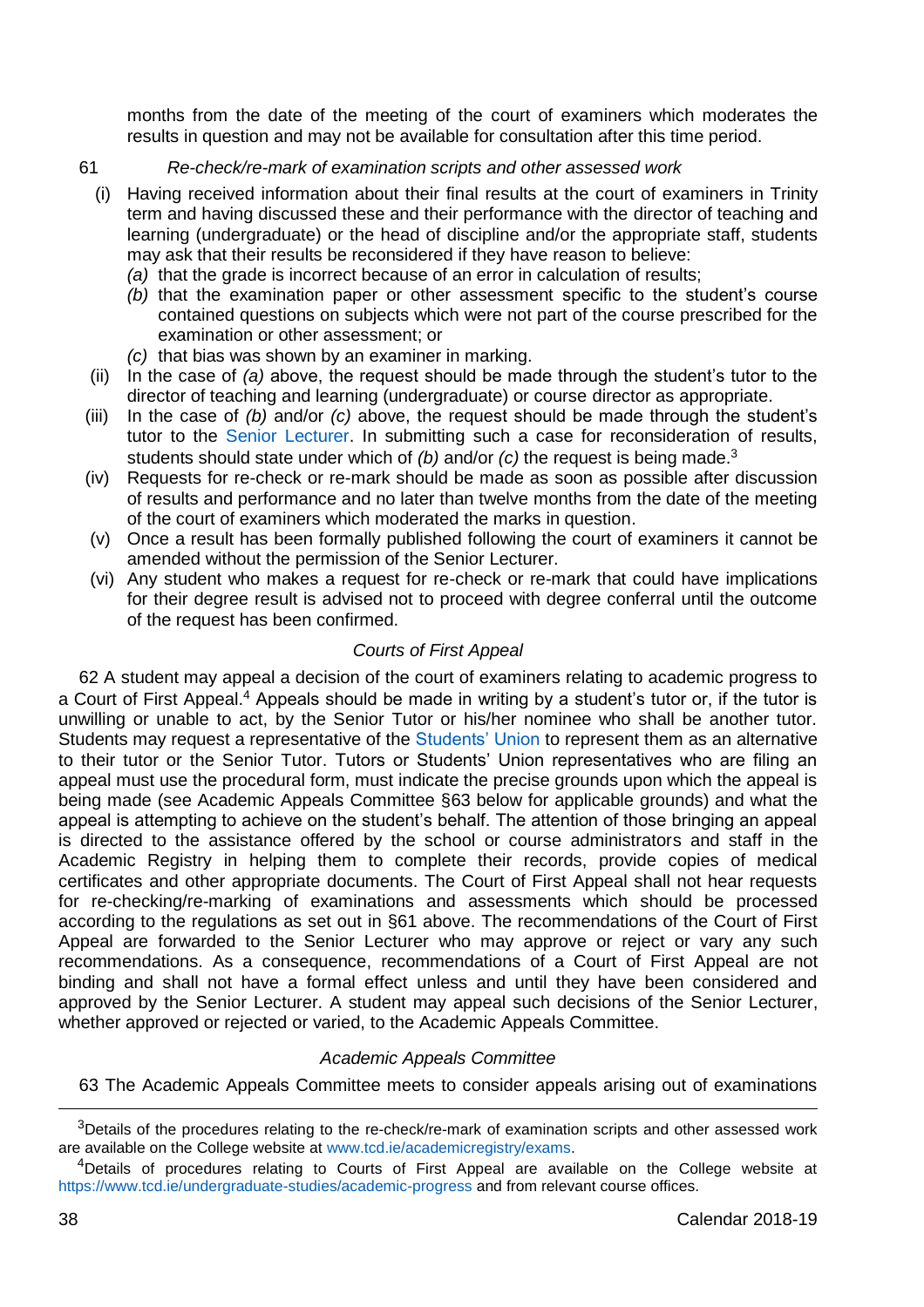months from the date of the meeting of the court of examiners which moderates the results in question and may not be available for consultation after this time period.

61 *Re-check/re-mark of examination scripts and other assessed work*

(i) Having received information about their final results at the court of examiners in Trinity term and having discussed these and their performance with the director of teaching and learning (undergraduate) or the head of discipline and/or the appropriate staff, students may ask that their results be reconsidered if they have reason to believe:

*(a)* that the grade is incorrect because of an error in calculation of results;

*(b)* that the examination paper or other assessment specific to the student's course contained questions on subjects which were not part of the course prescribed for the examination or other assessment; or

*(c)* that bias was shown by an examiner in marking.

(ii) In the case of *(a)* above, the request should be made through the student's tutor to the director of teaching and learning (undergraduate) or course director as appropriate.

(iii) In the case of *(b)* and/or *(c)* above, the request should be made through the student's tutor to the Senior Lecturer. In submitting such a case for reconsideration of results, students should state under which of *(b)* and/or *(c)* the request is being made.[3]

(iv) Requests for re-check or re-mark should be made as soon as possible after discussion of results and performance and no later than twelve months from the date of the meeting of the court of examiners which moderated the marks in question.

(v) Once a result has been formally published following the court of examiners it cannot be amended without the permission of the Senior Lecturer.

(vi) Any student who makes a request for re-check or re-mark that could have implications for their degree result is advised not to proceed with degree conferral until the outcome of the request has been confirmed.

### *Courts of First Appeal*

62 A student may appeal a decision of the court of examiners relating to academic progress to a Court of First Appeal.[4] Appeals should be made in writing by a student's tutor or, if the tutor is unwilling or unable to act, by the Senior Tutor or his/her nominee who shall be another tutor. Students may request a representative of the Students' Union to represent them as an alternative to their tutor or the Senior Tutor. Tutors or Students' Union representatives who are filing an appeal must use the procedural form, must indicate the precise grounds upon which the appeal is being made (see Academic Appeals Committee §63 below for applicable grounds) and what the appeal is attempting to achieve on the student's behalf. The attention of those bringing an appeal is directed to the assistance offered by the school or course administrators and staff in the Academic Registry in helping them to complete their records, provide copies of medical certificates and other appropriate documents. The Court of First Appeal shall not hear requests for re-checking/re-marking of examinations and assessments which should be processed according to the regulations as set out in §61 above. The recommendations of the Court of First Appeal are forwarded to the Senior Lecturer who may approve or reject or vary any such recommendations. As a consequence, recommendations of a Court of First Appeal are not binding and shall not have a formal effect unless and until they have been considered and approved by the Senior Lecturer. A student may appeal such decisions of the Senior Lecturer, whether approved or rejected or varied, to the Academic Appeals Committee.

### *Academic Appeals Committee*

63 The Academic Appeals Committee meets to consider appeals arising out of examinations

---

[3] Details of the procedures relating to the re-check/re-mark of examination scripts and other assessed work are available on the College website at www.tcd.ie/academicregistry/exams.

[4] Details of procedures relating to Courts of First Appeal are available on the College website at https://www.tcd.ie/undergraduate-studies/academic-progress and from relevant course offices.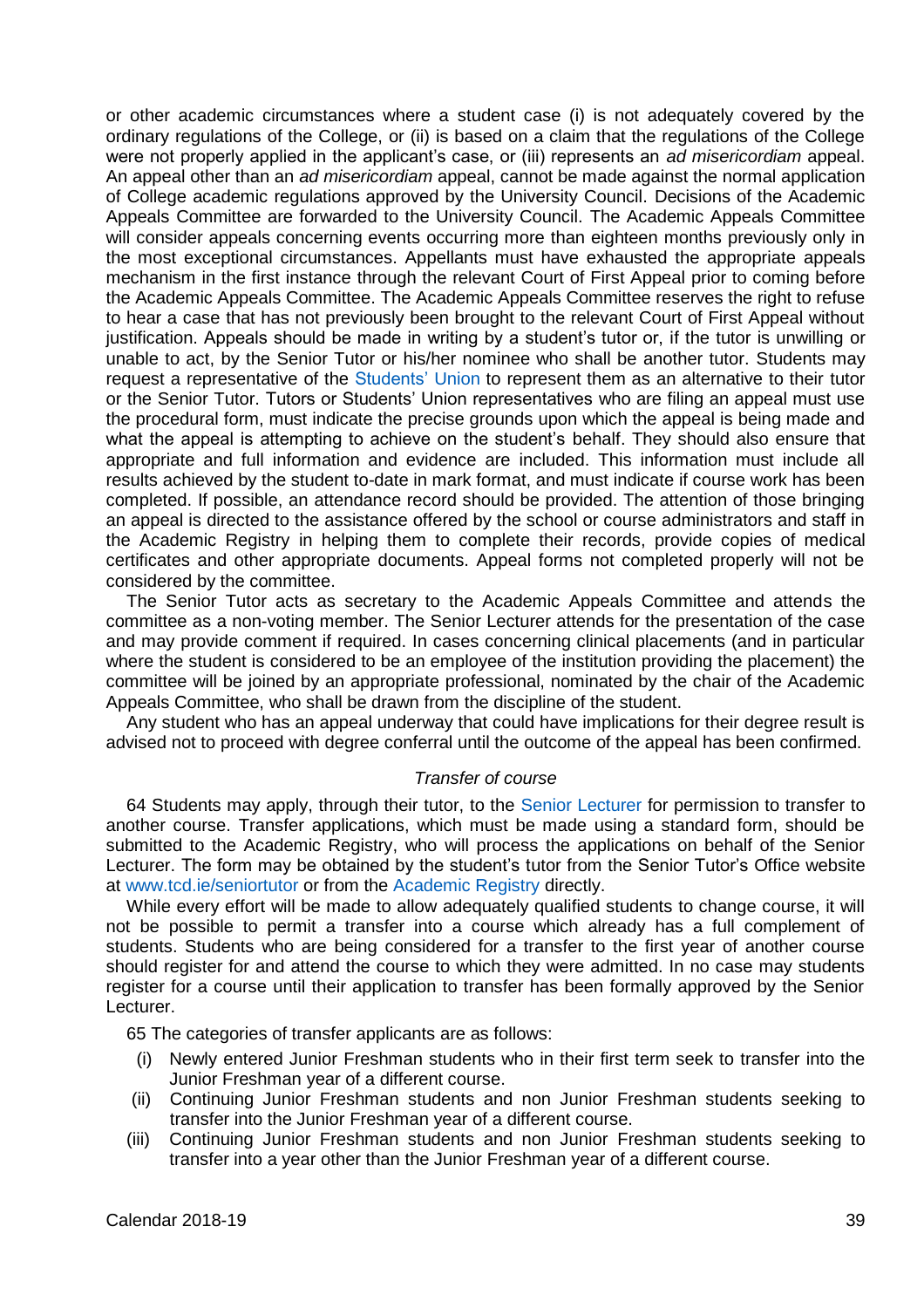or other academic circumstances where a student case (i) is not adequately covered by the ordinary regulations of the College, or (ii) is based on a claim that the regulations of the College were not properly applied in the applicant's case, or (iii) represents an *ad misericordiam* appeal. An appeal other than an *ad misericordiam* appeal, cannot be made against the normal application of College academic regulations approved by the University Council. Decisions of the Academic Appeals Committee are forwarded to the University Council. The Academic Appeals Committee will consider appeals concerning events occurring more than eighteen months previously only in the most exceptional circumstances. Appellants must have exhausted the appropriate appeals mechanism in the first instance through the relevant Court of First Appeal prior to coming before the Academic Appeals Committee. The Academic Appeals Committee reserves the right to refuse to hear a case that has not previously been brought to the relevant Court of First Appeal without justification. Appeals should be made in writing by a student's tutor or, if the tutor is unwilling or unable to act, by the Senior Tutor or his/her nominee who shall be another tutor. Students may request a representative of the Students' Union to represent them as an alternative to their tutor or the Senior Tutor. Tutors or Students' Union representatives who are filing an appeal must use the procedural form, must indicate the precise grounds upon which the appeal is being made and what the appeal is attempting to achieve on the student's behalf. They should also ensure that appropriate and full information and evidence are included. This information must include all results achieved by the student to-date in mark format, and must indicate if course work has been completed. If possible, an attendance record should be provided. The attention of those bringing an appeal is directed to the assistance offered by the school or course administrators and staff in the Academic Registry in helping them to complete their records, provide copies of medical certificates and other appropriate documents. Appeal forms not completed properly will not be considered by the committee.

The Senior Tutor acts as secretary to the Academic Appeals Committee and attends the committee as a non-voting member. The Senior Lecturer attends for the presentation of the case and may provide comment if required. In cases concerning clinical placements (and in particular where the student is considered to be an employee of the institution providing the placement) the committee will be joined by an appropriate professional, nominated by the chair of the Academic Appeals Committee, who shall be drawn from the discipline of the student.

Any student who has an appeal underway that could have implications for their degree result is advised not to proceed with degree conferral until the outcome of the appeal has been confirmed.

### *Transfer of course*

64 Students may apply, through their tutor, to the Senior Lecturer for permission to transfer to another course. Transfer applications, which must be made using a standard form, should be submitted to the Academic Registry, who will process the applications on behalf of the Senior Lecturer. The form may be obtained by the student's tutor from the Senior Tutor's Office website at www.tcd.ie/seniortutor or from the Academic Registry directly.

While every effort will be made to allow adequately qualified students to change course, it will not be possible to permit a transfer into a course which already has a full complement of students. Students who are being considered for a transfer to the first year of another course should register for and attend the course to which they were admitted. In no case may students register for a course until their application to transfer has been formally approved by the Senior Lecturer.

65 The categories of transfer applicants are as follows:

(i) Newly entered Junior Freshman students who in their first term seek to transfer into the Junior Freshman year of a different course.

(ii) Continuing Junior Freshman students and non Junior Freshman students seeking to transfer into the Junior Freshman year of a different course.

(iii) Continuing Junior Freshman students and non Junior Freshman students seeking to transfer into a year other than the Junior Freshman year of a different course.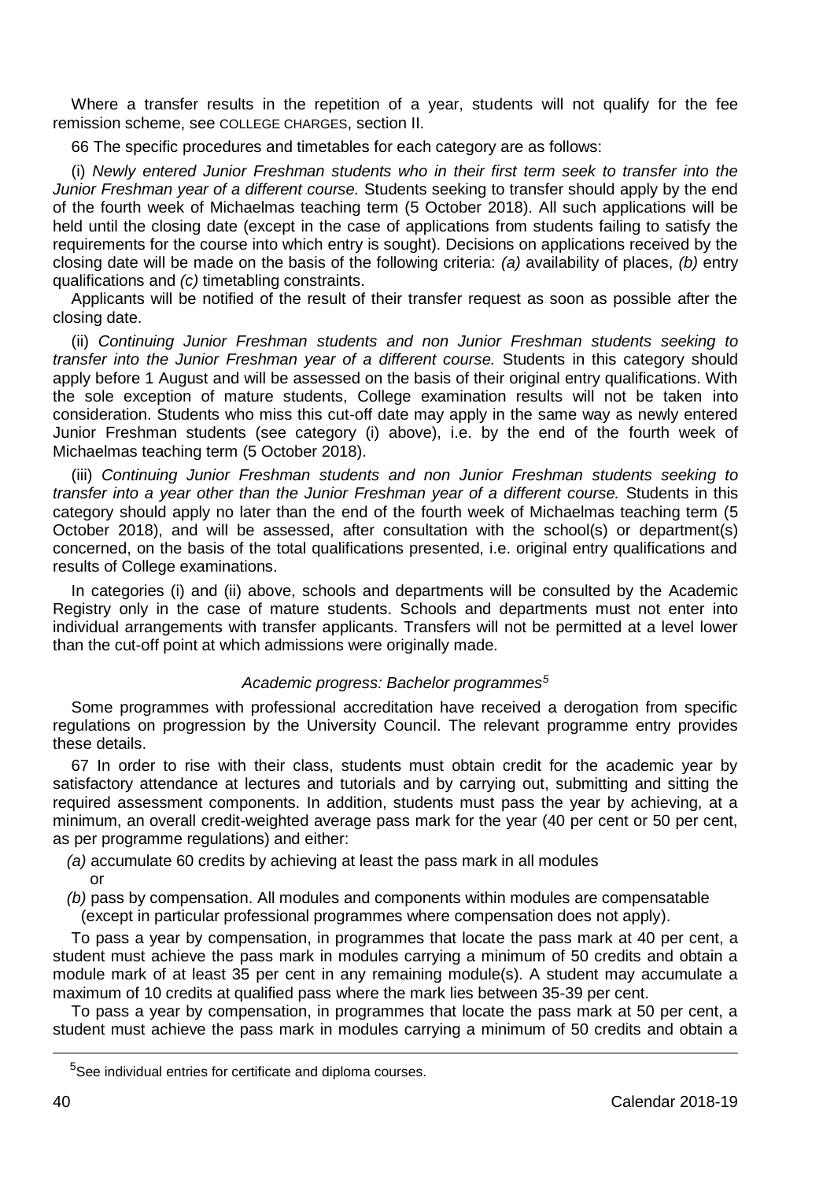Where a transfer results in the repetition of a year, students will not qualify for the fee remission scheme, see COLLEGE CHARGES, section II.

66 The specific procedures and timetables for each category are as follows:

(i) *Newly entered Junior Freshman students who in their first term seek to transfer into the Junior Freshman year of a different course.* Students seeking to transfer should apply by the end of the fourth week of Michaelmas teaching term (5 October 2018). All such applications will be held until the closing date (except in the case of applications from students failing to satisfy the requirements for the course into which entry is sought). Decisions on applications received by the closing date will be made on the basis of the following criteria: *(a)* availability of places, *(b)* entry qualifications and *(c)* timetabling constraints.

Applicants will be notified of the result of their transfer request as soon as possible after the closing date.

(ii) *Continuing Junior Freshman students and non Junior Freshman students seeking to transfer into the Junior Freshman year of a different course.* Students in this category should apply before 1 August and will be assessed on the basis of their original entry qualifications. With the sole exception of mature students, College examination results will not be taken into consideration. Students who miss this cut-off date may apply in the same way as newly entered Junior Freshman students (see category (i) above), i.e. by the end of the fourth week of Michaelmas teaching term (5 October 2018).

(iii) *Continuing Junior Freshman students and non Junior Freshman students seeking to transfer into a year other than the Junior Freshman year of a different course.* Students in this category should apply no later than the end of the fourth week of Michaelmas teaching term (5 October 2018), and will be assessed, after consultation with the school(s) or department(s) concerned, on the basis of the total qualifications presented, i.e. original entry qualifications and results of College examinations.

In categories (i) and (ii) above, schools and departments will be consulted by the Academic Registry only in the case of mature students. Schools and departments must not enter into individual arrangements with transfer applicants. Transfers will not be permitted at a level lower than the cut-off point at which admissions were originally made.

### *Academic progress: Bachelor programmes*[5]

Some programmes with professional accreditation have received a derogation from specific regulations on progression by the University Council. The relevant programme entry provides these details.

67 In order to rise with their class, students must obtain credit for the academic year by satisfactory attendance at lectures and tutorials and by carrying out, submitting and sitting the required assessment components. In addition, students must pass the year by achieving, at a minimum, an overall credit-weighted average pass mark for the year (40 per cent or 50 per cent, as per programme regulations) and either:

*(a)* accumulate 60 credits by achieving at least the pass mark in all modules
or

*(b)* pass by compensation. All modules and components within modules are compensatable (except in particular professional programmes where compensation does not apply).

To pass a year by compensation, in programmes that locate the pass mark at 40 per cent, a student must achieve the pass mark in modules carrying a minimum of 50 credits and obtain a module mark of at least 35 per cent in any remaining module(s). A student may accumulate a maximum of 10 credits at qualified pass where the mark lies between 35-39 per cent.

To pass a year by compensation, in programmes that locate the pass mark at 50 per cent, a student must achieve the pass mark in modules carrying a minimum of 50 credits and obtain a

[5] See individual entries for certificate and diploma courses.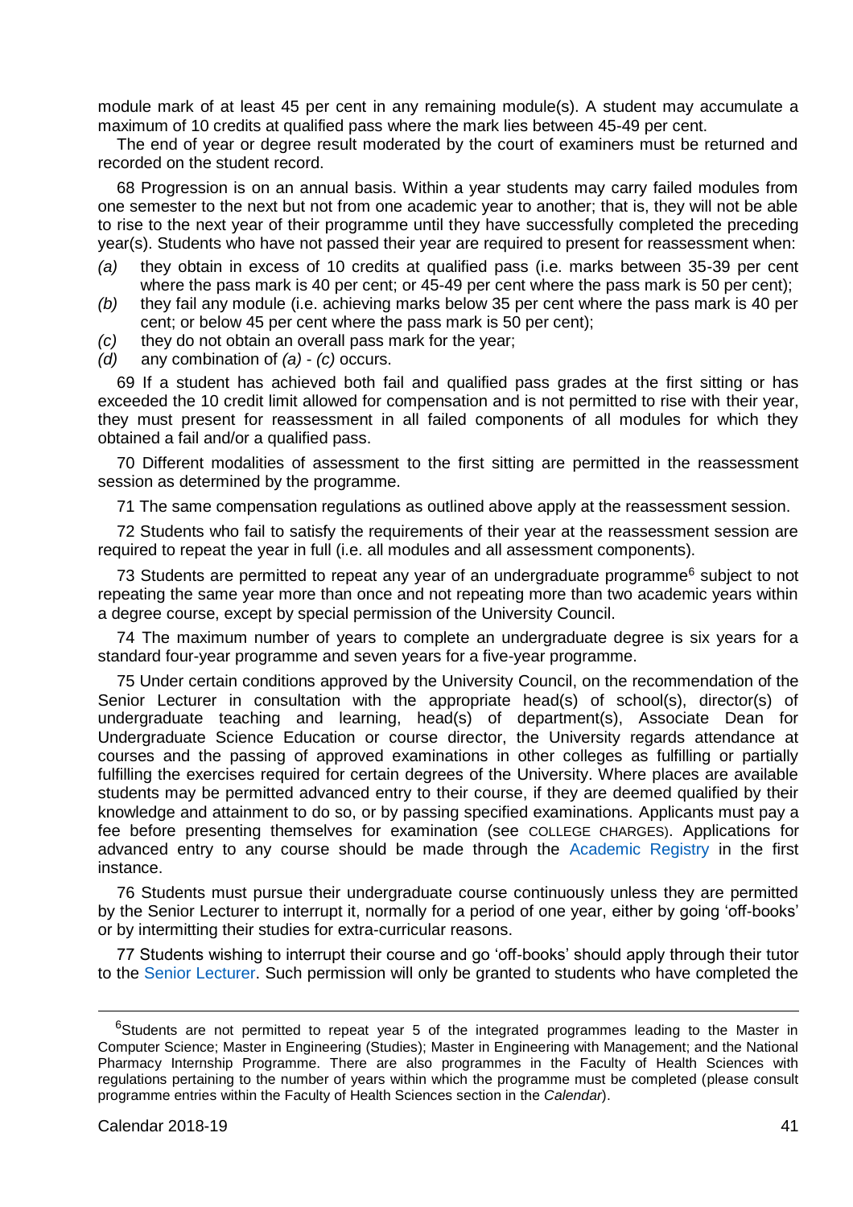module mark of at least 45 per cent in any remaining module(s). A student may accumulate a maximum of 10 credits at qualified pass where the mark lies between 45-49 per cent.

The end of year or degree result moderated by the court of examiners must be returned and recorded on the student record.

68 Progression is on an annual basis. Within a year students may carry failed modules from one semester to the next but not from one academic year to another; that is, they will not be able to rise to the next year of their programme until they have successfully completed the preceding year(s). Students who have not passed their year are required to present for reassessment when:

*(a)* they obtain in excess of 10 credits at qualified pass (i.e. marks between 35-39 per cent where the pass mark is 40 per cent; or 45-49 per cent where the pass mark is 50 per cent);

*(b)* they fail any module (i.e. achieving marks below 35 per cent where the pass mark is 40 per cent; or below 45 per cent where the pass mark is 50 per cent);

*(c)* they do not obtain an overall pass mark for the year;

*(d)* any combination of *(a)* - *(c)* occurs.

69 If a student has achieved both fail and qualified pass grades at the first sitting or has exceeded the 10 credit limit allowed for compensation and is not permitted to rise with their year, they must present for reassessment in all failed components of all modules for which they obtained a fail and/or a qualified pass.

70 Different modalities of assessment to the first sitting are permitted in the reassessment session as determined by the programme.

71 The same compensation regulations as outlined above apply at the reassessment session.

72 Students who fail to satisfy the requirements of their year at the reassessment session are required to repeat the year in full (i.e. all modules and all assessment components).

73 Students are permitted to repeat any year of an undergraduate programme[6] subject to not repeating the same year more than once and not repeating more than two academic years within a degree course, except by special permission of the University Council.

74 The maximum number of years to complete an undergraduate degree is six years for a standard four-year programme and seven years for a five-year programme.

75 Under certain conditions approved by the University Council, on the recommendation of the Senior Lecturer in consultation with the appropriate head(s) of school(s), director(s) of undergraduate teaching and learning, head(s) of department(s), Associate Dean for Undergraduate Science Education or course director, the University regards attendance at courses and the passing of approved examinations in other colleges as fulfilling or partially fulfilling the exercises required for certain degrees of the University. Where places are available students may be permitted advanced entry to their course, if they are deemed qualified by their knowledge and attainment to do so, or by passing specified examinations. Applicants must pay a fee before presenting themselves for examination (see COLLEGE CHARGES). Applications for advanced entry to any course should be made through the Academic Registry in the first instance.

76 Students must pursue their undergraduate course continuously unless they are permitted by the Senior Lecturer to interrupt it, normally for a period of one year, either by going 'off-books' or by intermitting their studies for extra-curricular reasons.

77 Students wishing to interrupt their course and go 'off-books' should apply through their tutor to the Senior Lecturer. Such permission will only be granted to students who have completed the

---

[6] Students are not permitted to repeat year 5 of the integrated programmes leading to the Master in Computer Science; Master in Engineering (Studies); Master in Engineering with Management; and the National Pharmacy Internship Programme. There are also programmes in the Faculty of Health Sciences with regulations pertaining to the number of years within which the programme must be completed (please consult programme entries within the Faculty of Health Sciences section in the *Calendar*).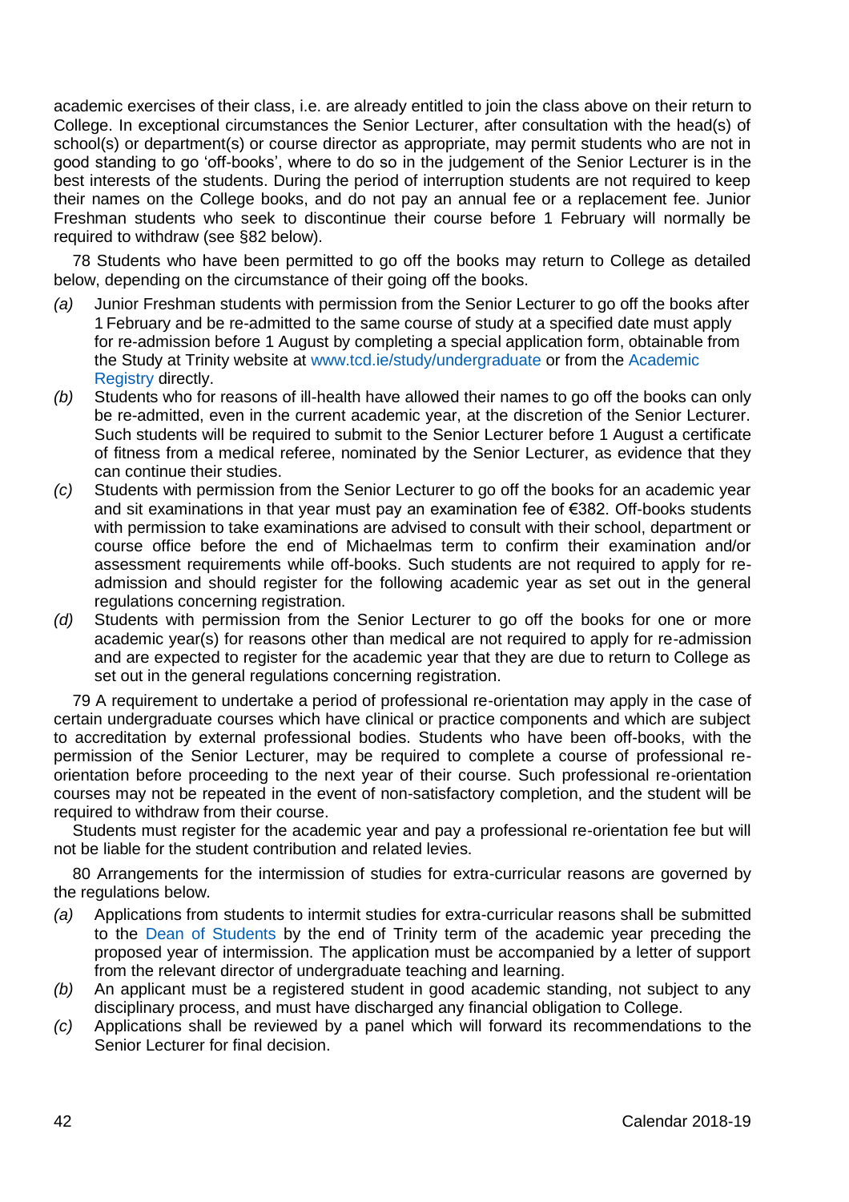academic exercises of their class, i.e. are already entitled to join the class above on their return to College. In exceptional circumstances the Senior Lecturer, after consultation with the head(s) of school(s) or department(s) or course director as appropriate, may permit students who are not in good standing to go 'off-books', where to do so in the judgement of the Senior Lecturer is in the best interests of the students. During the period of interruption students are not required to keep their names on the College books, and do not pay an annual fee or a replacement fee. Junior Freshman students who seek to discontinue their course before 1 February will normally be required to withdraw (see §82 below).

78 Students who have been permitted to go off the books may return to College as detailed below, depending on the circumstance of their going off the books.

*(a)* Junior Freshman students with permission from the Senior Lecturer to go off the books after 1 February and be re-admitted to the same course of study at a specified date must apply for re-admission before 1 August by completing a special application form, obtainable from the Study at Trinity website at www.tcd.ie/study/undergraduate or from the Academic Registry directly.

*(b)* Students who for reasons of ill-health have allowed their names to go off the books can only be re-admitted, even in the current academic year, at the discretion of the Senior Lecturer. Such students will be required to submit to the Senior Lecturer before 1 August a certificate of fitness from a medical referee, nominated by the Senior Lecturer, as evidence that they can continue their studies.

*(c)* Students with permission from the Senior Lecturer to go off the books for an academic year and sit examinations in that year must pay an examination fee of €382. Off-books students with permission to take examinations are advised to consult with their school, department or course office before the end of Michaelmas term to confirm their examination and/or assessment requirements while off-books. Such students are not required to apply for re-admission and should register for the following academic year as set out in the general regulations concerning registration.

*(d)* Students with permission from the Senior Lecturer to go off the books for one or more academic year(s) for reasons other than medical are not required to apply for re-admission and are expected to register for the academic year that they are due to return to College as set out in the general regulations concerning registration.

79 A requirement to undertake a period of professional re-orientation may apply in the case of certain undergraduate courses which have clinical or practice components and which are subject to accreditation by external professional bodies. Students who have been off-books, with the permission of the Senior Lecturer, may be required to complete a course of professional re-orientation before proceeding to the next year of their course. Such professional re-orientation courses may not be repeated in the event of non-satisfactory completion, and the student will be required to withdraw from their course.

Students must register for the academic year and pay a professional re-orientation fee but will not be liable for the student contribution and related levies.

80 Arrangements for the intermission of studies for extra-curricular reasons are governed by the regulations below.

*(a)* Applications from students to intermit studies for extra-curricular reasons shall be submitted to the Dean of Students by the end of Trinity term of the academic year preceding the proposed year of intermission. The application must be accompanied by a letter of support from the relevant director of undergraduate teaching and learning.

*(b)* An applicant must be a registered student in good academic standing, not subject to any disciplinary process, and must have discharged any financial obligation to College.

*(c)* Applications shall be reviewed by a panel which will forward its recommendations to the Senior Lecturer for final decision.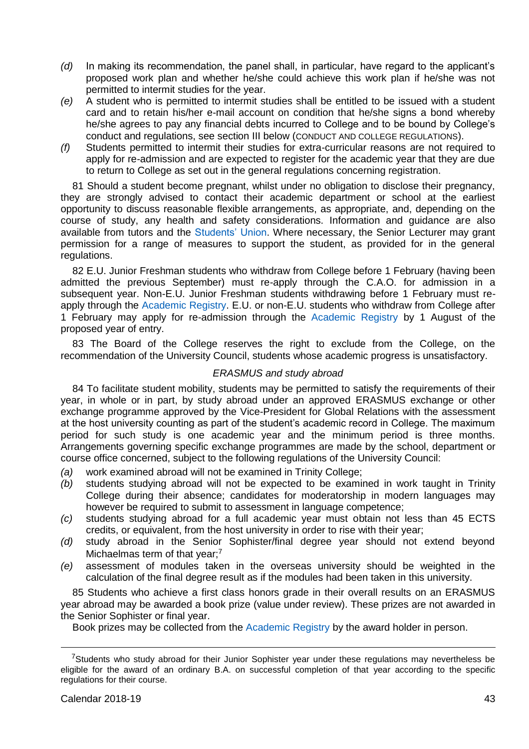*(d)* In making its recommendation, the panel shall, in particular, have regard to the applicant's proposed work plan and whether he/she could achieve this work plan if he/she was not permitted to intermit studies for the year.

*(e)* A student who is permitted to intermit studies shall be entitled to be issued with a student card and to retain his/her e-mail account on condition that he/she signs a bond whereby he/she agrees to pay any financial debts incurred to College and to be bound by College's conduct and regulations, see section III below (CONDUCT AND COLLEGE REGULATIONS).

*(f)* Students permitted to intermit their studies for extra-curricular reasons are not required to apply for re-admission and are expected to register for the academic year that they are due to return to College as set out in the general regulations concerning registration.

81 Should a student become pregnant, whilst under no obligation to disclose their pregnancy, they are strongly advised to contact their academic department or school at the earliest opportunity to discuss reasonable flexible arrangements, as appropriate, and, depending on the course of study, any health and safety considerations. Information and guidance are also available from tutors and the Students' Union. Where necessary, the Senior Lecturer may grant permission for a range of measures to support the student, as provided for in the general regulations.

82 E.U. Junior Freshman students who withdraw from College before 1 February (having been admitted the previous September) must re-apply through the C.A.O. for admission in a subsequent year. Non-E.U. Junior Freshman students withdrawing before 1 February must re-apply through the Academic Registry. E.U. or non-E.U. students who withdraw from College after 1 February may apply for re-admission through the Academic Registry by 1 August of the proposed year of entry.

83 The Board of the College reserves the right to exclude from the College, on the recommendation of the University Council, students whose academic progress is unsatisfactory.

*ERASMUS and study abroad*

84 To facilitate student mobility, students may be permitted to satisfy the requirements of their year, in whole or in part, by study abroad under an approved ERASMUS exchange or other exchange programme approved by the Vice-President for Global Relations with the assessment at the host university counting as part of the student's academic record in College. The maximum period for such study is one academic year and the minimum period is three months. Arrangements governing specific exchange programmes are made by the school, department or course office concerned, subject to the following regulations of the University Council:

*(a)* work examined abroad will not be examined in Trinity College;

*(b)* students studying abroad will not be expected to be examined in work taught in Trinity College during their absence; candidates for moderatorship in modern languages may however be required to submit to assessment in language competence;

*(c)* students studying abroad for a full academic year must obtain not less than 45 ECTS credits, or equivalent, from the host university in order to rise with their year;

*(d)* study abroad in the Senior Sophister/final degree year should not extend beyond Michaelmas term of that year;[7]

*(e)* assessment of modules taken in the overseas university should be weighted in the calculation of the final degree result as if the modules had been taken in this university.

85 Students who achieve a first class honors grade in their overall results on an ERASMUS year abroad may be awarded a book prize (value under review). These prizes are not awarded in the Senior Sophister or final year.

Book prizes may be collected from the Academic Registry by the award holder in person.

---

[7] Students who study abroad for their Junior Sophister year under these regulations may nevertheless be eligible for the award of an ordinary B.A. on successful completion of that year according to the specific regulations for their course.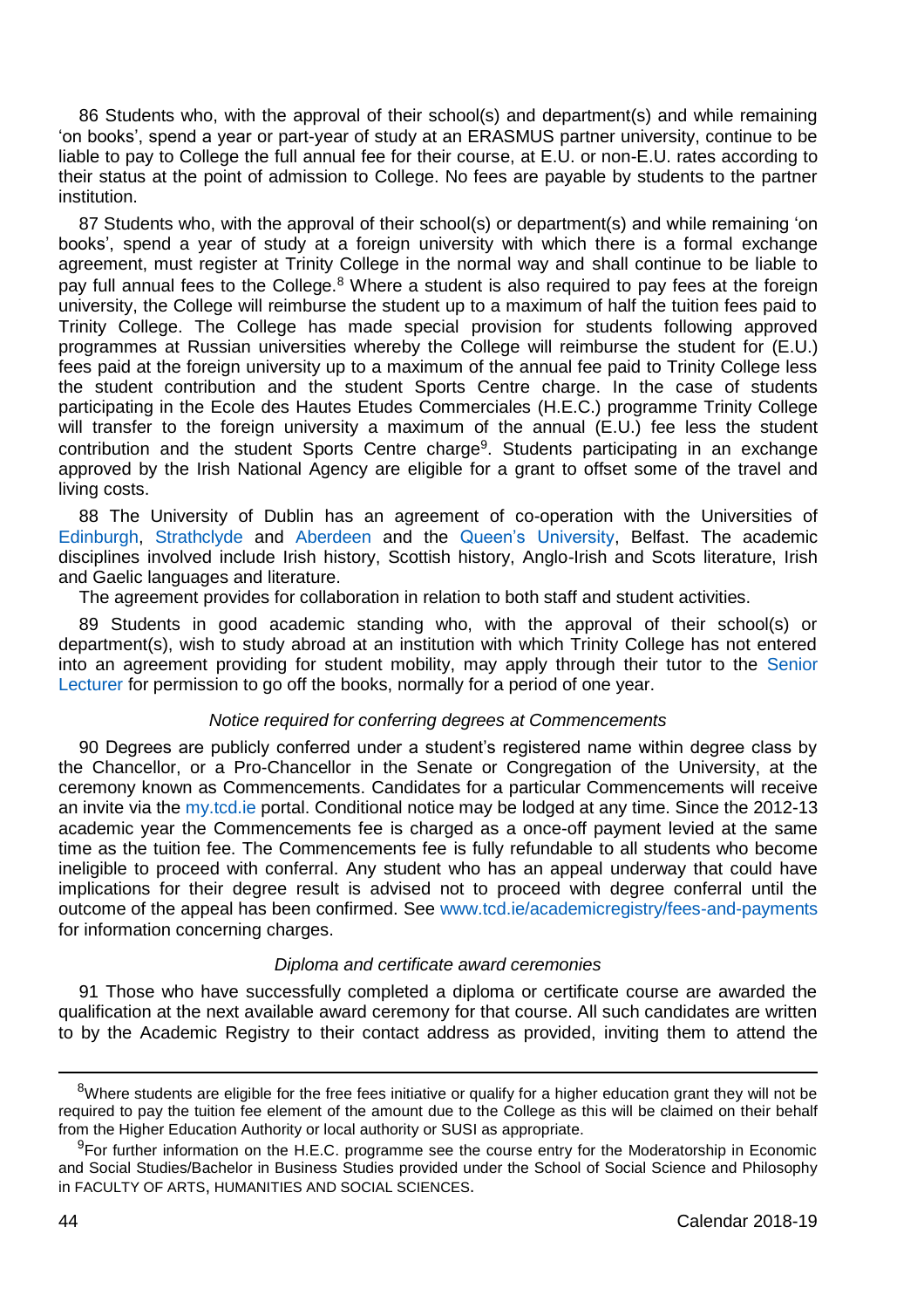86 Students who, with the approval of their school(s) and department(s) and while remaining 'on books', spend a year or part-year of study at an ERASMUS partner university, continue to be liable to pay to College the full annual fee for their course, at E.U. or non-E.U. rates according to their status at the point of admission to College. No fees are payable by students to the partner institution.

87 Students who, with the approval of their school(s) or department(s) and while remaining 'on books', spend a year of study at a foreign university with which there is a formal exchange agreement, must register at Trinity College in the normal way and shall continue to be liable to pay full annual fees to the College.[8] Where a student is also required to pay fees at the foreign university, the College will reimburse the student up to a maximum of half the tuition fees paid to Trinity College. The College has made special provision for students following approved programmes at Russian universities whereby the College will reimburse the student for (E.U.) fees paid at the foreign university up to a maximum of the annual fee paid to Trinity College less the student contribution and the student Sports Centre charge. In the case of students participating in the Ecole des Hautes Etudes Commerciales (H.E.C.) programme Trinity College will transfer to the foreign university a maximum of the annual (E.U.) fee less the student contribution and the student Sports Centre charge[9]. Students participating in an exchange approved by the Irish National Agency are eligible for a grant to offset some of the travel and living costs.

88 The University of Dublin has an agreement of co-operation with the Universities of Edinburgh, Strathclyde and Aberdeen and the Queen's University, Belfast. The academic disciplines involved include Irish history, Scottish history, Anglo-Irish and Scots literature, Irish and Gaelic languages and literature.

The agreement provides for collaboration in relation to both staff and student activities.

89 Students in good academic standing who, with the approval of their school(s) or department(s), wish to study abroad at an institution with which Trinity College has not entered into an agreement providing for student mobility, may apply through their tutor to the Senior Lecturer for permission to go off the books, normally for a period of one year.

*Notice required for conferring degrees at Commencements*

90 Degrees are publicly conferred under a student's registered name within degree class by the Chancellor, or a Pro-Chancellor in the Senate or Congregation of the University, at the ceremony known as Commencements. Candidates for a particular Commencements will receive an invite via the my.tcd.ie portal. Conditional notice may be lodged at any time. Since the 2012-13 academic year the Commencements fee is charged as a once-off payment levied at the same time as the tuition fee. The Commencements fee is fully refundable to all students who become ineligible to proceed with conferral. Any student who has an appeal underway that could have implications for their degree result is advised not to proceed with degree conferral until the outcome of the appeal has been confirmed. See www.tcd.ie/academicregistry/fees-and-payments for information concerning charges.

*Diploma and certificate award ceremonies*

91 Those who have successfully completed a diploma or certificate course are awarded the qualification at the next available award ceremony for that course. All such candidates are written to by the Academic Registry to their contact address as provided, inviting them to attend the

---

[8] Where students are eligible for the free fees initiative or qualify for a higher education grant they will not be required to pay the tuition fee element of the amount due to the College as this will be claimed on their behalf from the Higher Education Authority or local authority or SUSI as appropriate.

[9] For further information on the H.E.C. programme see the course entry for the Moderatorship in Economic and Social Studies/Bachelor in Business Studies provided under the School of Social Science and Philosophy in FACULTY OF ARTS, HUMANITIES AND SOCIAL SCIENCES.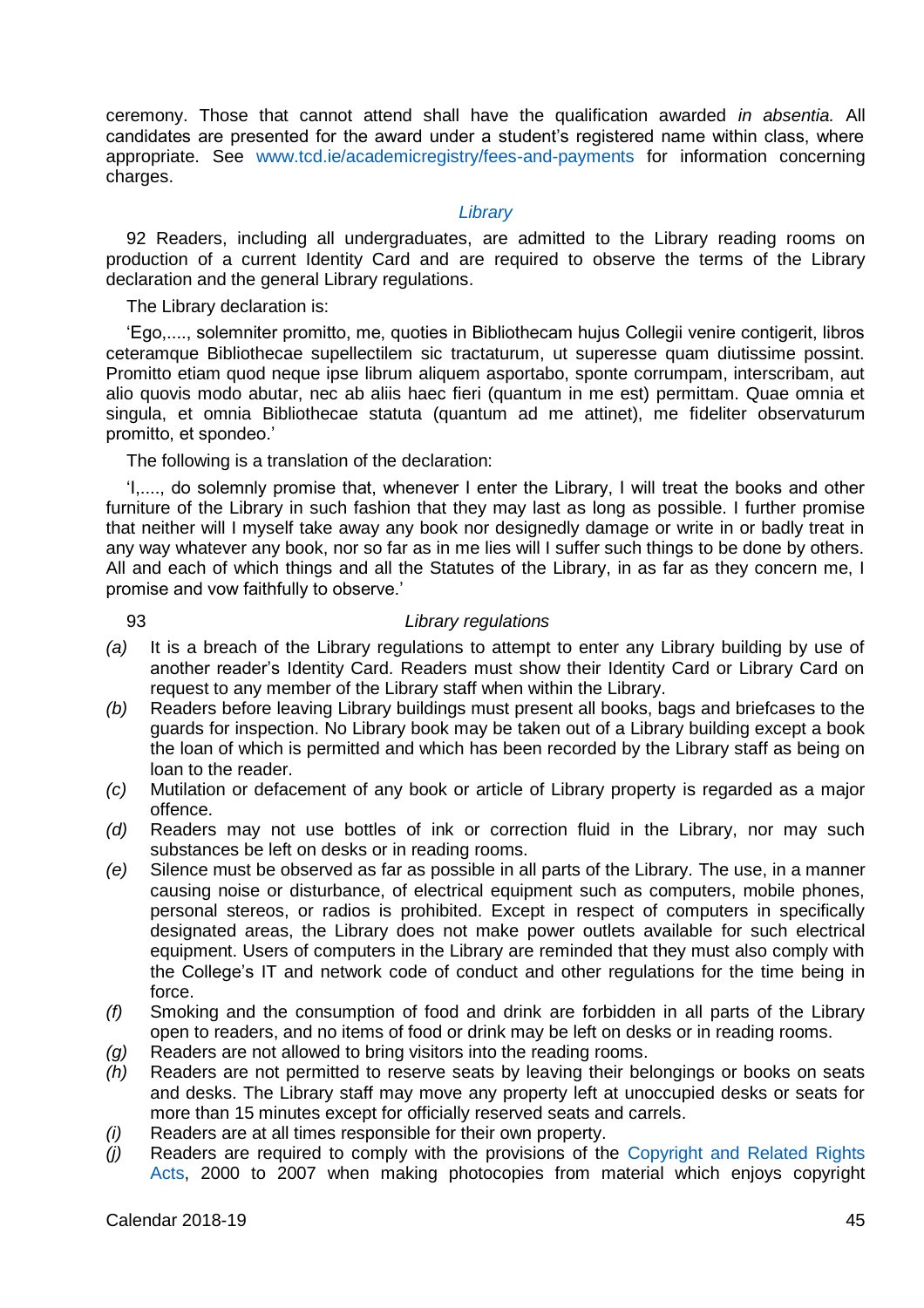ceremony. Those that cannot attend shall have the qualification awarded *in absentia.* All candidates are presented for the award under a student's registered name within class, where appropriate. See www.tcd.ie/academicregistry/fees-and-payments for information concerning charges.

### *Library*

92 Readers, including all undergraduates, are admitted to the Library reading rooms on production of a current Identity Card and are required to observe the terms of the Library declaration and the general Library regulations.

The Library declaration is:

'Ego,...., solemniter promitto, me, quoties in Bibliothecam hujus Collegii venire contigerit, libros ceteramque Bibliothecae supellectilem sic tractaturum, ut superesse quam diutissime possint. Promitto etiam quod neque ipse librum aliquem asportabo, sponte corrumpam, interscribam, aut alio quovis modo abutar, nec ab aliis haec fieri (quantum in me est) permittam. Quae omnia et singula, et omnia Bibliothecae statuta (quantum ad me attinet), me fideliter observaturum promitto, et spondeo.'

The following is a translation of the declaration:

'I,...., do solemnly promise that, whenever I enter the Library, I will treat the books and other furniture of the Library in such fashion that they may last as long as possible. I further promise that neither will I myself take away any book nor designedly damage or write in or badly treat in any way whatever any book, nor so far as in me lies will I suffer such things to be done by others. All and each of which things and all the Statutes of the Library, in as far as they concern me, I promise and vow faithfully to observe.'

93 *Library regulations*

*(a)* It is a breach of the Library regulations to attempt to enter any Library building by use of another reader's Identity Card. Readers must show their Identity Card or Library Card on request to any member of the Library staff when within the Library.

*(b)* Readers before leaving Library buildings must present all books, bags and briefcases to the guards for inspection. No Library book may be taken out of a Library building except a book the loan of which is permitted and which has been recorded by the Library staff as being on loan to the reader.

*(c)* Mutilation or defacement of any book or article of Library property is regarded as a major offence.

*(d)* Readers may not use bottles of ink or correction fluid in the Library, nor may such substances be left on desks or in reading rooms.

*(e)* Silence must be observed as far as possible in all parts of the Library. The use, in a manner causing noise or disturbance, of electrical equipment such as computers, mobile phones, personal stereos, or radios is prohibited. Except in respect of computers in specifically designated areas, the Library does not make power outlets available for such electrical equipment. Users of computers in the Library are reminded that they must also comply with the College's IT and network code of conduct and other regulations for the time being in force.

*(f)* Smoking and the consumption of food and drink are forbidden in all parts of the Library open to readers, and no items of food or drink may be left on desks or in reading rooms.

*(g)* Readers are not allowed to bring visitors into the reading rooms.

*(h)* Readers are not permitted to reserve seats by leaving their belongings or books on seats and desks. The Library staff may move any property left at unoccupied desks or seats for more than 15 minutes except for officially reserved seats and carrels.

*(i)* Readers are at all times responsible for their own property.

*(j)* Readers are required to comply with the provisions of the Copyright and Related Rights Acts, 2000 to 2007 when making photocopies from material which enjoys copyright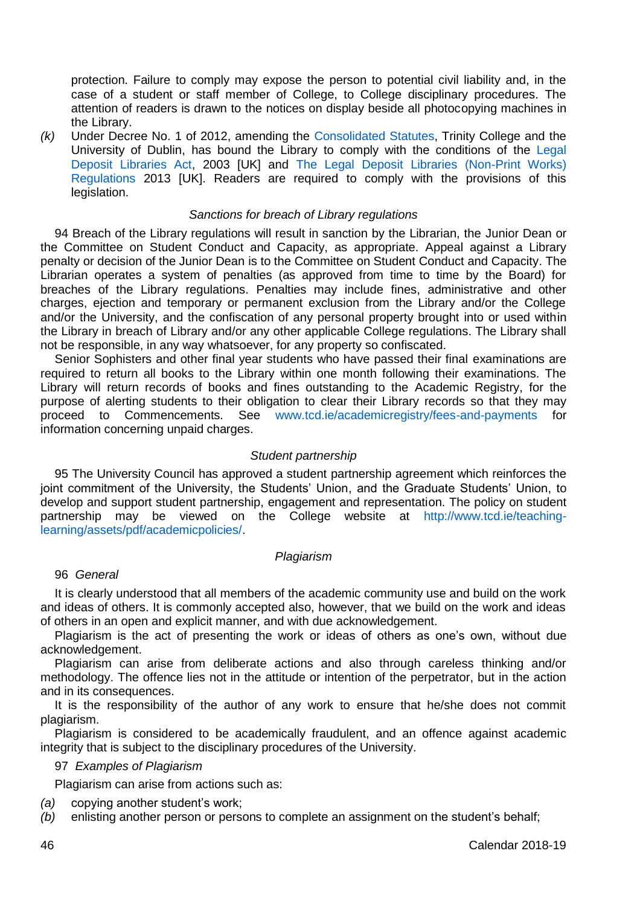protection. Failure to comply may expose the person to potential civil liability and, in the case of a student or staff member of College, to College disciplinary procedures. The attention of readers is drawn to the notices on display beside all photocopying machines in the Library.

*(k)* Under Decree No. 1 of 2012, amending the Consolidated Statutes, Trinity College and the University of Dublin, has bound the Library to comply with the conditions of the Legal Deposit Libraries Act, 2003 [UK] and The Legal Deposit Libraries (Non-Print Works) Regulations 2013 [UK]. Readers are required to comply with the provisions of this legislation.

*Sanctions for breach of Library regulations*

94 Breach of the Library regulations will result in sanction by the Librarian, the Junior Dean or the Committee on Student Conduct and Capacity, as appropriate. Appeal against a Library penalty or decision of the Junior Dean is to the Committee on Student Conduct and Capacity. The Librarian operates a system of penalties (as approved from time to time by the Board) for breaches of the Library regulations. Penalties may include fines, administrative and other charges, ejection and temporary or permanent exclusion from the Library and/or the College and/or the University, and the confiscation of any personal property brought into or used within the Library in breach of Library and/or any other applicable College regulations. The Library shall not be responsible, in any way whatsoever, for any property so confiscated.

Senior Sophisters and other final year students who have passed their final examinations are required to return all books to the Library within one month following their examinations. The Library will return records of books and fines outstanding to the Academic Registry, for the purpose of alerting students to their obligation to clear their Library records so that they may proceed to Commencements. See www.tcd.ie/academicregistry/fees-and-payments for information concerning unpaid charges.

*Student partnership*

95 The University Council has approved a student partnership agreement which reinforces the joint commitment of the University, the Students' Union, and the Graduate Students' Union, to develop and support student partnership, engagement and representation. The policy on student partnership may be viewed on the College website at http://www.tcd.ie/teaching-learning/assets/pdf/academicpolicies/.

*Plagiarism*

96 *General*

It is clearly understood that all members of the academic community use and build on the work and ideas of others. It is commonly accepted also, however, that we build on the work and ideas of others in an open and explicit manner, and with due acknowledgement.

Plagiarism is the act of presenting the work or ideas of others as one's own, without due acknowledgement.

Plagiarism can arise from deliberate actions and also through careless thinking and/or methodology. The offence lies not in the attitude or intention of the perpetrator, but in the action and in its consequences.

It is the responsibility of the author of any work to ensure that he/she does not commit plagiarism.

Plagiarism is considered to be academically fraudulent, and an offence against academic integrity that is subject to the disciplinary procedures of the University.

97 *Examples of Plagiarism*

Plagiarism can arise from actions such as:

*(a)* copying another student's work;

*(b)* enlisting another person or persons to complete an assignment on the student's behalf;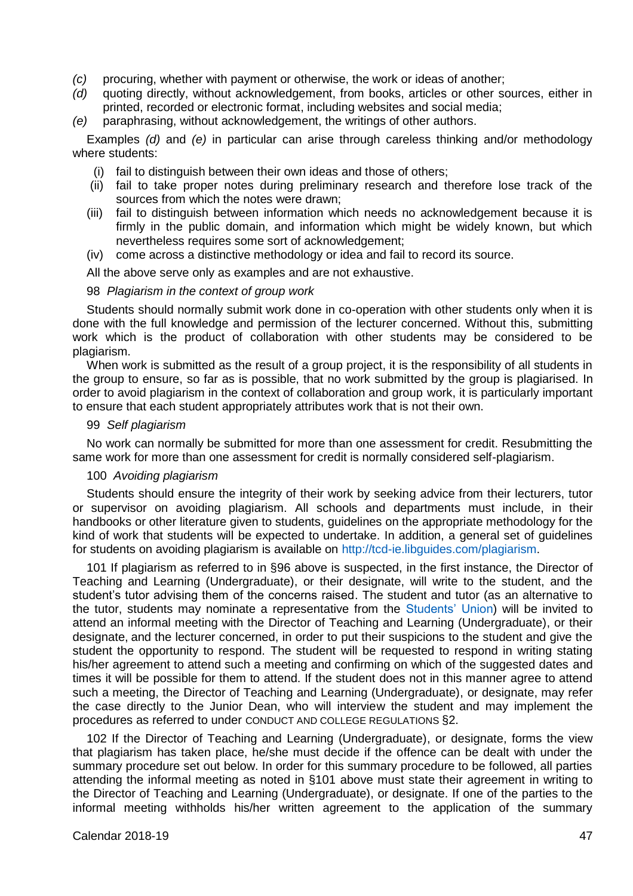*(c)* procuring, whether with payment or otherwise, the work or ideas of another;
*(d)* quoting directly, without acknowledgement, from books, articles or other sources, either in printed, recorded or electronic format, including websites and social media;
*(e)* paraphrasing, without acknowledgement, the writings of other authors.

Examples *(d)* and *(e)* in particular can arise through careless thinking and/or methodology where students:

(i) fail to distinguish between their own ideas and those of others;
(ii) fail to take proper notes during preliminary research and therefore lose track of the sources from which the notes were drawn;
(iii) fail to distinguish between information which needs no acknowledgement because it is firmly in the public domain, and information which might be widely known, but which nevertheless requires some sort of acknowledgement;
(iv) come across a distinctive methodology or idea and fail to record its source.

All the above serve only as examples and are not exhaustive.

98 *Plagiarism in the context of group work*

Students should normally submit work done in co-operation with other students only when it is done with the full knowledge and permission of the lecturer concerned. Without this, submitting work which is the product of collaboration with other students may be considered to be plagiarism.

When work is submitted as the result of a group project, it is the responsibility of all students in the group to ensure, so far as is possible, that no work submitted by the group is plagiarised. In order to avoid plagiarism in the context of collaboration and group work, it is particularly important to ensure that each student appropriately attributes work that is not their own.

99 *Self plagiarism*

No work can normally be submitted for more than one assessment for credit. Resubmitting the same work for more than one assessment for credit is normally considered self-plagiarism.

100 *Avoiding plagiarism*

Students should ensure the integrity of their work by seeking advice from their lecturers, tutor or supervisor on avoiding plagiarism. All schools and departments must include, in their handbooks or other literature given to students, guidelines on the appropriate methodology for the kind of work that students will be expected to undertake. In addition, a general set of guidelines for students on avoiding plagiarism is available on http://tcd-ie.libguides.com/plagiarism.

101 If plagiarism as referred to in §96 above is suspected, in the first instance, the Director of Teaching and Learning (Undergraduate), or their designate, will write to the student, and the student's tutor advising them of the concerns raised. The student and tutor (as an alternative to the tutor, students may nominate a representative from the Students' Union) will be invited to attend an informal meeting with the Director of Teaching and Learning (Undergraduate), or their designate, and the lecturer concerned, in order to put their suspicions to the student and give the student the opportunity to respond. The student will be requested to respond in writing stating his/her agreement to attend such a meeting and confirming on which of the suggested dates and times it will be possible for them to attend. If the student does not in this manner agree to attend such a meeting, the Director of Teaching and Learning (Undergraduate), or designate, may refer the case directly to the Junior Dean, who will interview the student and may implement the procedures as referred to under CONDUCT AND COLLEGE REGULATIONS §2.

102 If the Director of Teaching and Learning (Undergraduate), or designate, forms the view that plagiarism has taken place, he/she must decide if the offence can be dealt with under the summary procedure set out below. In order for this summary procedure to be followed, all parties attending the informal meeting as noted in §101 above must state their agreement in writing to the Director of Teaching and Learning (Undergraduate), or designate. If one of the parties to the informal meeting withholds his/her written agreement to the application of the summary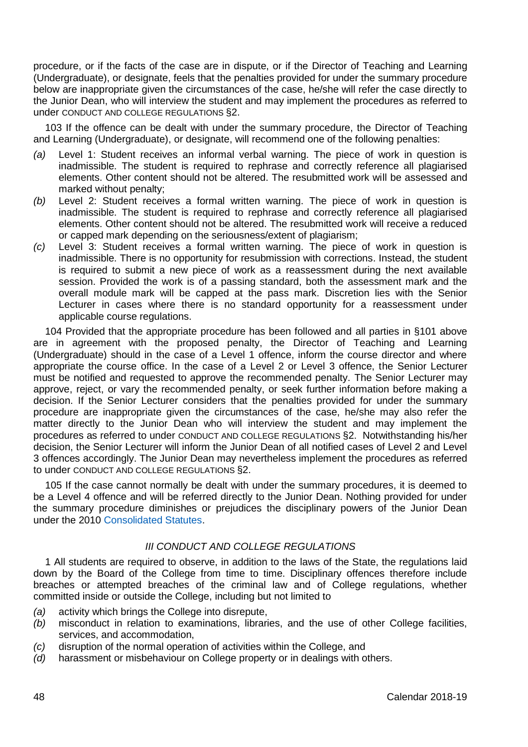procedure, or if the facts of the case are in dispute, or if the Director of Teaching and Learning (Undergraduate), or designate, feels that the penalties provided for under the summary procedure below are inappropriate given the circumstances of the case, he/she will refer the case directly to the Junior Dean, who will interview the student and may implement the procedures as referred to under CONDUCT AND COLLEGE REGULATIONS §2.

103 If the offence can be dealt with under the summary procedure, the Director of Teaching and Learning (Undergraduate), or designate, will recommend one of the following penalties:

*(a)* Level 1: Student receives an informal verbal warning. The piece of work in question is inadmissible. The student is required to rephrase and correctly reference all plagiarised elements. Other content should not be altered. The resubmitted work will be assessed and marked without penalty;

*(b)* Level 2: Student receives a formal written warning. The piece of work in question is inadmissible. The student is required to rephrase and correctly reference all plagiarised elements. Other content should not be altered. The resubmitted work will receive a reduced or capped mark depending on the seriousness/extent of plagiarism;

*(c)* Level 3: Student receives a formal written warning. The piece of work in question is inadmissible. There is no opportunity for resubmission with corrections. Instead, the student is required to submit a new piece of work as a reassessment during the next available session. Provided the work is of a passing standard, both the assessment mark and the overall module mark will be capped at the pass mark. Discretion lies with the Senior Lecturer in cases where there is no standard opportunity for a reassessment under applicable course regulations.

104 Provided that the appropriate procedure has been followed and all parties in §101 above are in agreement with the proposed penalty, the Director of Teaching and Learning (Undergraduate) should in the case of a Level 1 offence, inform the course director and where appropriate the course office. In the case of a Level 2 or Level 3 offence, the Senior Lecturer must be notified and requested to approve the recommended penalty. The Senior Lecturer may approve, reject, or vary the recommended penalty, or seek further information before making a decision. If the Senior Lecturer considers that the penalties provided for under the summary procedure are inappropriate given the circumstances of the case, he/she may also refer the matter directly to the Junior Dean who will interview the student and may implement the procedures as referred to under CONDUCT AND COLLEGE REGULATIONS §2. Notwithstanding his/her decision, the Senior Lecturer will inform the Junior Dean of all notified cases of Level 2 and Level 3 offences accordingly. The Junior Dean may nevertheless implement the procedures as referred to under CONDUCT AND COLLEGE REGULATIONS §2.

105 If the case cannot normally be dealt with under the summary procedures, it is deemed to be a Level 4 offence and will be referred directly to the Junior Dean. Nothing provided for under the summary procedure diminishes or prejudices the disciplinary powers of the Junior Dean under the 2010 Consolidated Statutes.

### *III CONDUCT AND COLLEGE REGULATIONS*

1 All students are required to observe, in addition to the laws of the State, the regulations laid down by the Board of the College from time to time. Disciplinary offences therefore include breaches or attempted breaches of the criminal law and of College regulations, whether committed inside or outside the College, including but not limited to

*(a)* activity which brings the College into disrepute,

*(b)* misconduct in relation to examinations, libraries, and the use of other College facilities, services, and accommodation,

*(c)* disruption of the normal operation of activities within the College, and

*(d)* harassment or misbehaviour on College property or in dealings with others.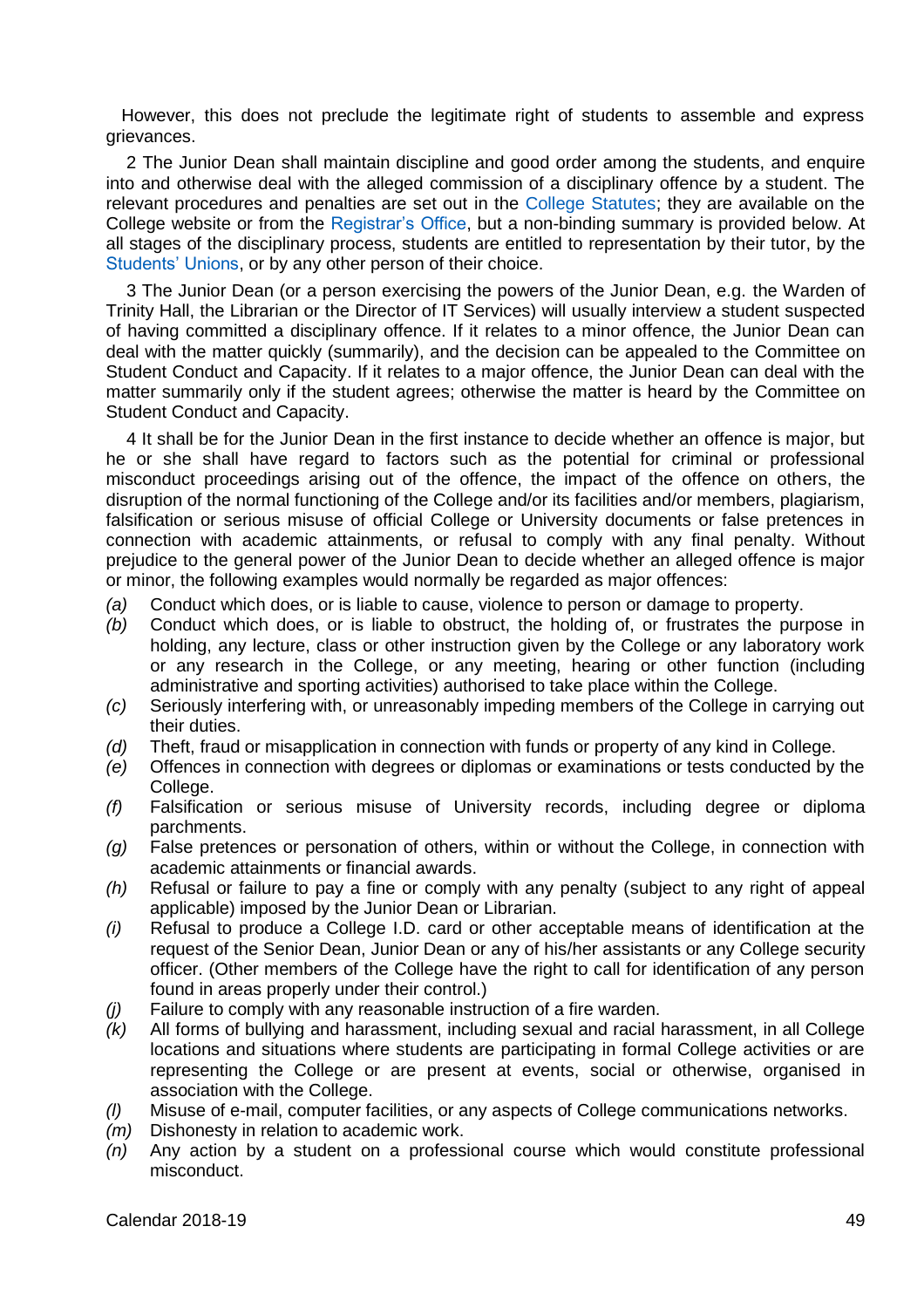However, this does not preclude the legitimate right of students to assemble and express grievances.

2 The Junior Dean shall maintain discipline and good order among the students, and enquire into and otherwise deal with the alleged commission of a disciplinary offence by a student. The relevant procedures and penalties are set out in the College Statutes; they are available on the College website or from the Registrar's Office, but a non-binding summary is provided below. At all stages of the disciplinary process, students are entitled to representation by their tutor, by the Students' Unions, or by any other person of their choice.

3 The Junior Dean (or a person exercising the powers of the Junior Dean, e.g. the Warden of Trinity Hall, the Librarian or the Director of IT Services) will usually interview a student suspected of having committed a disciplinary offence. If it relates to a minor offence, the Junior Dean can deal with the matter quickly (summarily), and the decision can be appealed to the Committee on Student Conduct and Capacity. If it relates to a major offence, the Junior Dean can deal with the matter summarily only if the student agrees; otherwise the matter is heard by the Committee on Student Conduct and Capacity.

4 It shall be for the Junior Dean in the first instance to decide whether an offence is major, but he or she shall have regard to factors such as the potential for criminal or professional misconduct proceedings arising out of the offence, the impact of the offence on others, the disruption of the normal functioning of the College and/or its facilities and/or members, plagiarism, falsification or serious misuse of official College or University documents or false pretences in connection with academic attainments, or refusal to comply with any final penalty. Without prejudice to the general power of the Junior Dean to decide whether an alleged offence is major or minor, the following examples would normally be regarded as major offences:

*(a)* Conduct which does, or is liable to cause, violence to person or damage to property.

*(b)* Conduct which does, or is liable to obstruct, the holding of, or frustrates the purpose in holding, any lecture, class or other instruction given by the College or any laboratory work or any research in the College, or any meeting, hearing or other function (including administrative and sporting activities) authorised to take place within the College.

*(c)* Seriously interfering with, or unreasonably impeding members of the College in carrying out their duties.

*(d)* Theft, fraud or misapplication in connection with funds or property of any kind in College.

*(e)* Offences in connection with degrees or diplomas or examinations or tests conducted by the College.

*(f)* Falsification or serious misuse of University records, including degree or diploma parchments.

*(g)* False pretences or personation of others, within or without the College, in connection with academic attainments or financial awards.

*(h)* Refusal or failure to pay a fine or comply with any penalty (subject to any right of appeal applicable) imposed by the Junior Dean or Librarian.

*(i)* Refusal to produce a College I.D. card or other acceptable means of identification at the request of the Senior Dean, Junior Dean or any of his/her assistants or any College security officer. (Other members of the College have the right to call for identification of any person found in areas properly under their control.)

*(j)* Failure to comply with any reasonable instruction of a fire warden.

*(k)* All forms of bullying and harassment, including sexual and racial harassment, in all College locations and situations where students are participating in formal College activities or are representing the College or are present at events, social or otherwise, organised in association with the College.

*(l)* Misuse of e-mail, computer facilities, or any aspects of College communications networks.

*(m)* Dishonesty in relation to academic work.

*(n)* Any action by a student on a professional course which would constitute professional misconduct.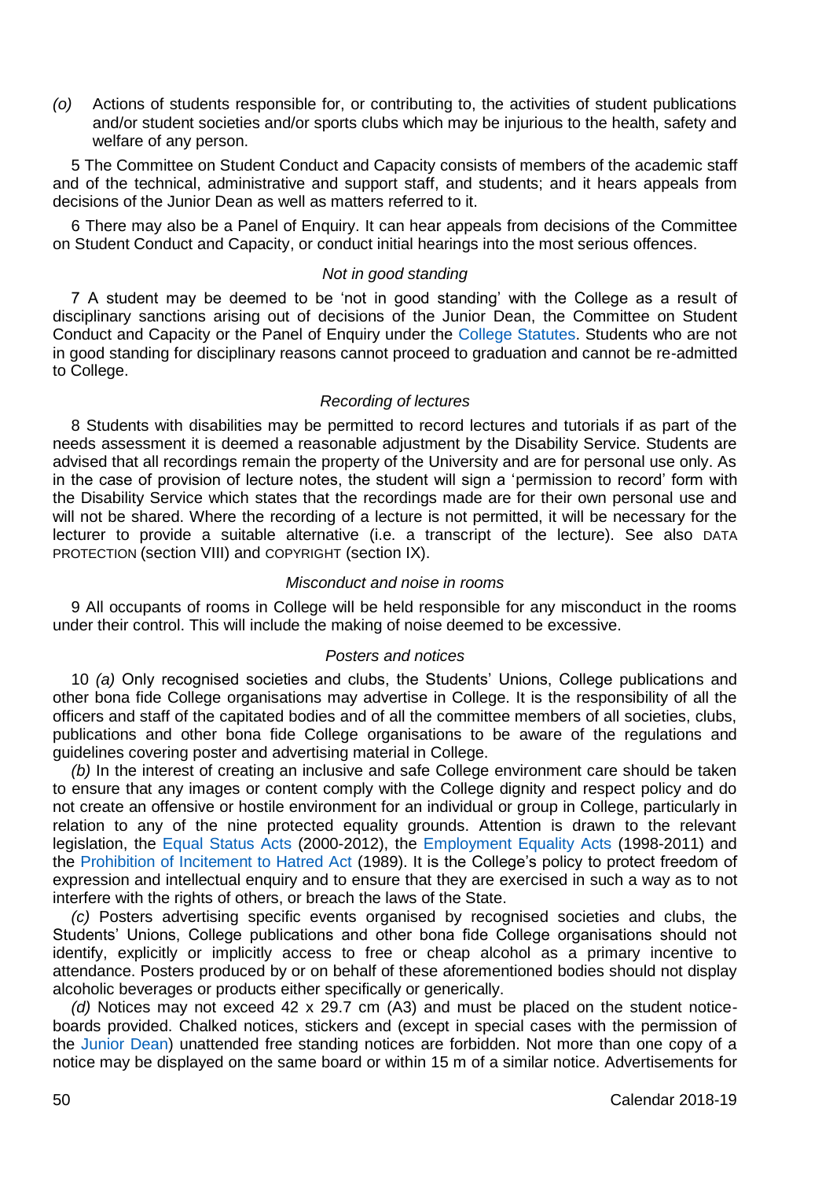*(o)* Actions of students responsible for, or contributing to, the activities of student publications and/or student societies and/or sports clubs which may be injurious to the health, safety and welfare of any person.

5 The Committee on Student Conduct and Capacity consists of members of the academic staff and of the technical, administrative and support staff, and students; and it hears appeals from decisions of the Junior Dean as well as matters referred to it.

6 There may also be a Panel of Enquiry. It can hear appeals from decisions of the Committee on Student Conduct and Capacity, or conduct initial hearings into the most serious offences.

*Not in good standing*

7 A student may be deemed to be 'not in good standing' with the College as a result of disciplinary sanctions arising out of decisions of the Junior Dean, the Committee on Student Conduct and Capacity or the Panel of Enquiry under the College Statutes. Students who are not in good standing for disciplinary reasons cannot proceed to graduation and cannot be re-admitted to College.

*Recording of lectures*

8 Students with disabilities may be permitted to record lectures and tutorials if as part of the needs assessment it is deemed a reasonable adjustment by the Disability Service. Students are advised that all recordings remain the property of the University and are for personal use only. As in the case of provision of lecture notes, the student will sign a 'permission to record' form with the Disability Service which states that the recordings made are for their own personal use and will not be shared. Where the recording of a lecture is not permitted, it will be necessary for the lecturer to provide a suitable alternative (i.e. a transcript of the lecture). See also DATA PROTECTION (section VIII) and COPYRIGHT (section IX).

*Misconduct and noise in rooms*

9 All occupants of rooms in College will be held responsible for any misconduct in the rooms under their control. This will include the making of noise deemed to be excessive.

*Posters and notices*

10 *(a)* Only recognised societies and clubs, the Students' Unions, College publications and other bona fide College organisations may advertise in College. It is the responsibility of all the officers and staff of the capitated bodies and of all the committee members of all societies, clubs, publications and other bona fide College organisations to be aware of the regulations and guidelines covering poster and advertising material in College.

*(b)* In the interest of creating an inclusive and safe College environment care should be taken to ensure that any images or content comply with the College dignity and respect policy and do not create an offensive or hostile environment for an individual or group in College, particularly in relation to any of the nine protected equality grounds. Attention is drawn to the relevant legislation, the Equal Status Acts (2000-2012), the Employment Equality Acts (1998-2011) and the Prohibition of Incitement to Hatred Act (1989). It is the College's policy to protect freedom of expression and intellectual enquiry and to ensure that they are exercised in such a way as to not interfere with the rights of others, or breach the laws of the State.

*(c)* Posters advertising specific events organised by recognised societies and clubs, the Students' Unions, College publications and other bona fide College organisations should not identify, explicitly or implicitly access to free or cheap alcohol as a primary incentive to attendance. Posters produced by or on behalf of these aforementioned bodies should not display alcoholic beverages or products either specifically or generically.

*(d)* Notices may not exceed 42 x 29.7 cm (A3) and must be placed on the student notice-boards provided. Chalked notices, stickers and (except in special cases with the permission of the Junior Dean) unattended free standing notices are forbidden. Not more than one copy of a notice may be displayed on the same board or within 15 m of a similar notice. Advertisements for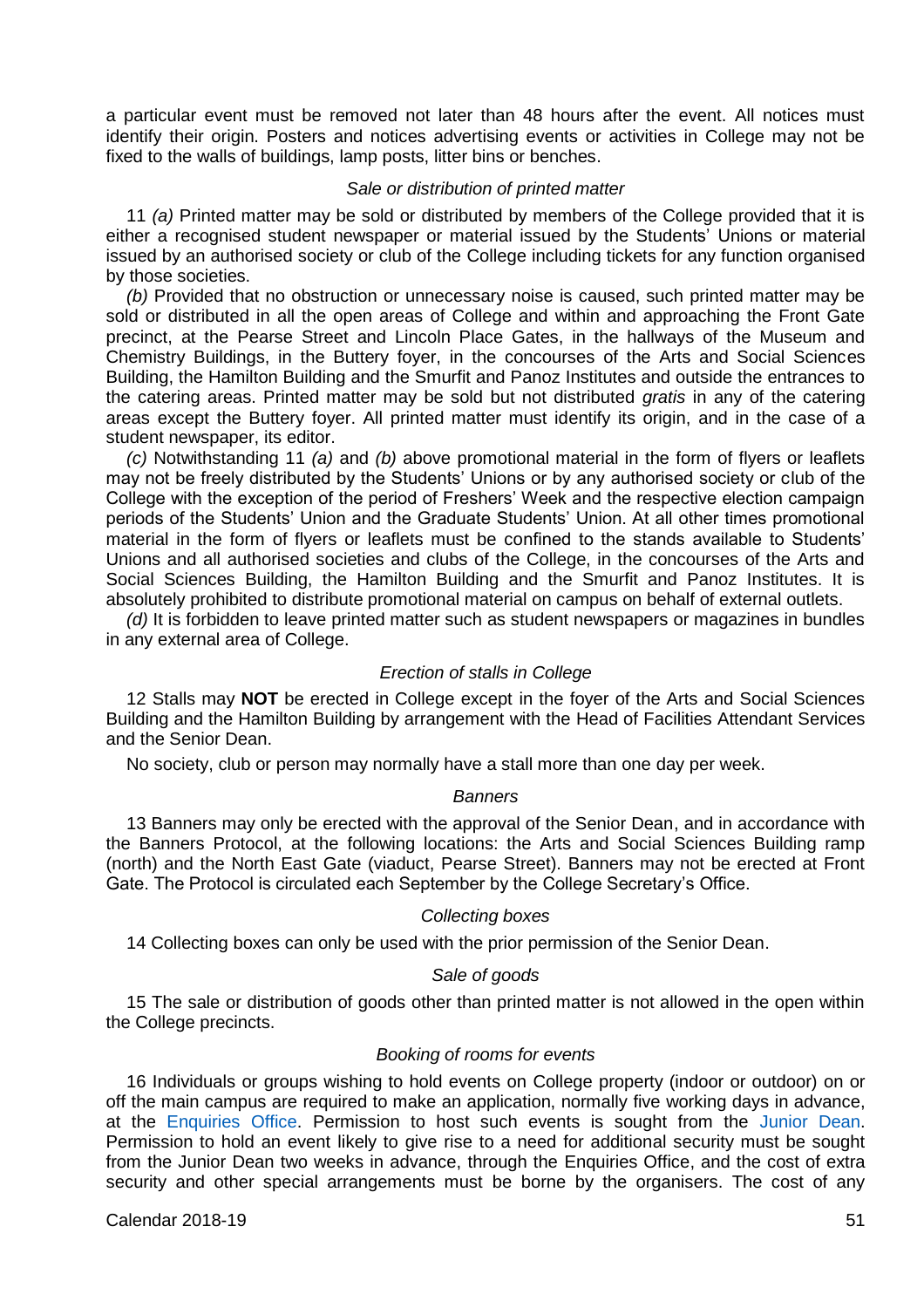a particular event must be removed not later than 48 hours after the event. All notices must identify their origin. Posters and notices advertising events or activities in College may not be fixed to the walls of buildings, lamp posts, litter bins or benches.

### *Sale or distribution of printed matter*

11 *(a)* Printed matter may be sold or distributed by members of the College provided that it is either a recognised student newspaper or material issued by the Students' Unions or material issued by an authorised society or club of the College including tickets for any function organised by those societies.

*(b)* Provided that no obstruction or unnecessary noise is caused, such printed matter may be sold or distributed in all the open areas of College and within and approaching the Front Gate precinct, at the Pearse Street and Lincoln Place Gates, in the hallways of the Museum and Chemistry Buildings, in the Buttery foyer, in the concourses of the Arts and Social Sciences Building, the Hamilton Building and the Smurfit and Panoz Institutes and outside the entrances to the catering areas. Printed matter may be sold but not distributed *gratis* in any of the catering areas except the Buttery foyer. All printed matter must identify its origin, and in the case of a student newspaper, its editor.

*(c)* Notwithstanding 11 *(a)* and *(b)* above promotional material in the form of flyers or leaflets may not be freely distributed by the Students' Unions or by any authorised society or club of the College with the exception of the period of Freshers' Week and the respective election campaign periods of the Students' Union and the Graduate Students' Union. At all other times promotional material in the form of flyers or leaflets must be confined to the stands available to Students' Unions and all authorised societies and clubs of the College, in the concourses of the Arts and Social Sciences Building, the Hamilton Building and the Smurfit and Panoz Institutes. It is absolutely prohibited to distribute promotional material on campus on behalf of external outlets.

*(d)* It is forbidden to leave printed matter such as student newspapers or magazines in bundles in any external area of College.

### *Erection of stalls in College*

12 Stalls may **NOT** be erected in College except in the foyer of the Arts and Social Sciences Building and the Hamilton Building by arrangement with the Head of Facilities Attendant Services and the Senior Dean.

No society, club or person may normally have a stall more than one day per week.

### *Banners*

13 Banners may only be erected with the approval of the Senior Dean, and in accordance with the Banners Protocol, at the following locations: the Arts and Social Sciences Building ramp (north) and the North East Gate (viaduct, Pearse Street). Banners may not be erected at Front Gate. The Protocol is circulated each September by the College Secretary's Office.

### *Collecting boxes*

14 Collecting boxes can only be used with the prior permission of the Senior Dean.

### *Sale of goods*

15 The sale or distribution of goods other than printed matter is not allowed in the open within the College precincts.

### *Booking of rooms for events*

16 Individuals or groups wishing to hold events on College property (indoor or outdoor) on or off the main campus are required to make an application, normally five working days in advance, at the Enquiries Office. Permission to host such events is sought from the Junior Dean. Permission to hold an event likely to give rise to a need for additional security must be sought from the Junior Dean two weeks in advance, through the Enquiries Office, and the cost of extra security and other special arrangements must be borne by the organisers. The cost of any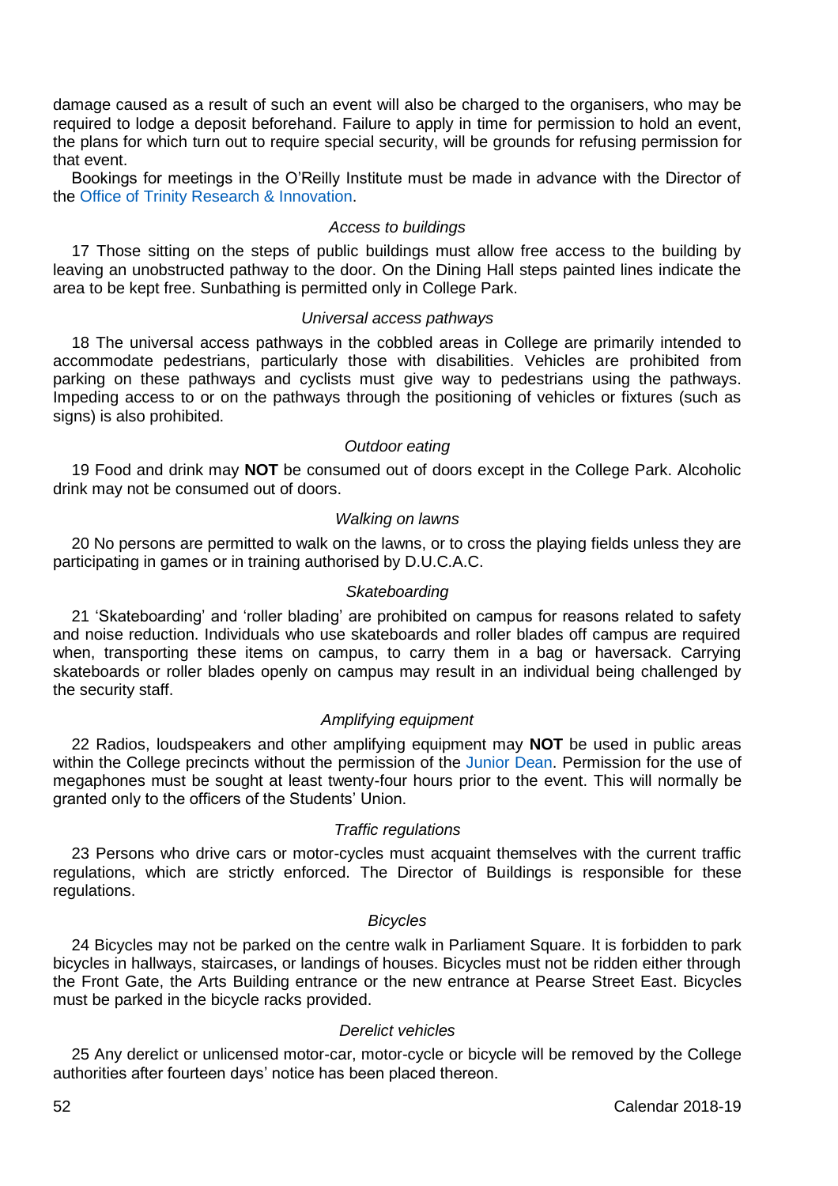damage caused as a result of such an event will also be charged to the organisers, who may be required to lodge a deposit beforehand. Failure to apply in time for permission to hold an event, the plans for which turn out to require special security, will be grounds for refusing permission for that event.

Bookings for meetings in the O'Reilly Institute must be made in advance with the Director of the Office of Trinity Research & Innovation.

*Access to buildings*

17 Those sitting on the steps of public buildings must allow free access to the building by leaving an unobstructed pathway to the door. On the Dining Hall steps painted lines indicate the area to be kept free. Sunbathing is permitted only in College Park.

*Universal access pathways*

18 The universal access pathways in the cobbled areas in College are primarily intended to accommodate pedestrians, particularly those with disabilities. Vehicles are prohibited from parking on these pathways and cyclists must give way to pedestrians using the pathways. Impeding access to or on the pathways through the positioning of vehicles or fixtures (such as signs) is also prohibited.

*Outdoor eating*

19 Food and drink may **NOT** be consumed out of doors except in the College Park. Alcoholic drink may not be consumed out of doors.

*Walking on lawns*

20 No persons are permitted to walk on the lawns, or to cross the playing fields unless they are participating in games or in training authorised by D.U.C.A.C.

*Skateboarding*

21 'Skateboarding' and 'roller blading' are prohibited on campus for reasons related to safety and noise reduction. Individuals who use skateboards and roller blades off campus are required when, transporting these items on campus, to carry them in a bag or haversack. Carrying skateboards or roller blades openly on campus may result in an individual being challenged by the security staff.

*Amplifying equipment*

22 Radios, loudspeakers and other amplifying equipment may **NOT** be used in public areas within the College precincts without the permission of the Junior Dean. Permission for the use of megaphones must be sought at least twenty-four hours prior to the event. This will normally be granted only to the officers of the Students' Union.

*Traffic regulations*

23 Persons who drive cars or motor-cycles must acquaint themselves with the current traffic regulations, which are strictly enforced. The Director of Buildings is responsible for these regulations.

*Bicycles*

24 Bicycles may not be parked on the centre walk in Parliament Square. It is forbidden to park bicycles in hallways, staircases, or landings of houses. Bicycles must not be ridden either through the Front Gate, the Arts Building entrance or the new entrance at Pearse Street East. Bicycles must be parked in the bicycle racks provided.

*Derelict vehicles*

25 Any derelict or unlicensed motor-car, motor-cycle or bicycle will be removed by the College authorities after fourteen days' notice has been placed thereon.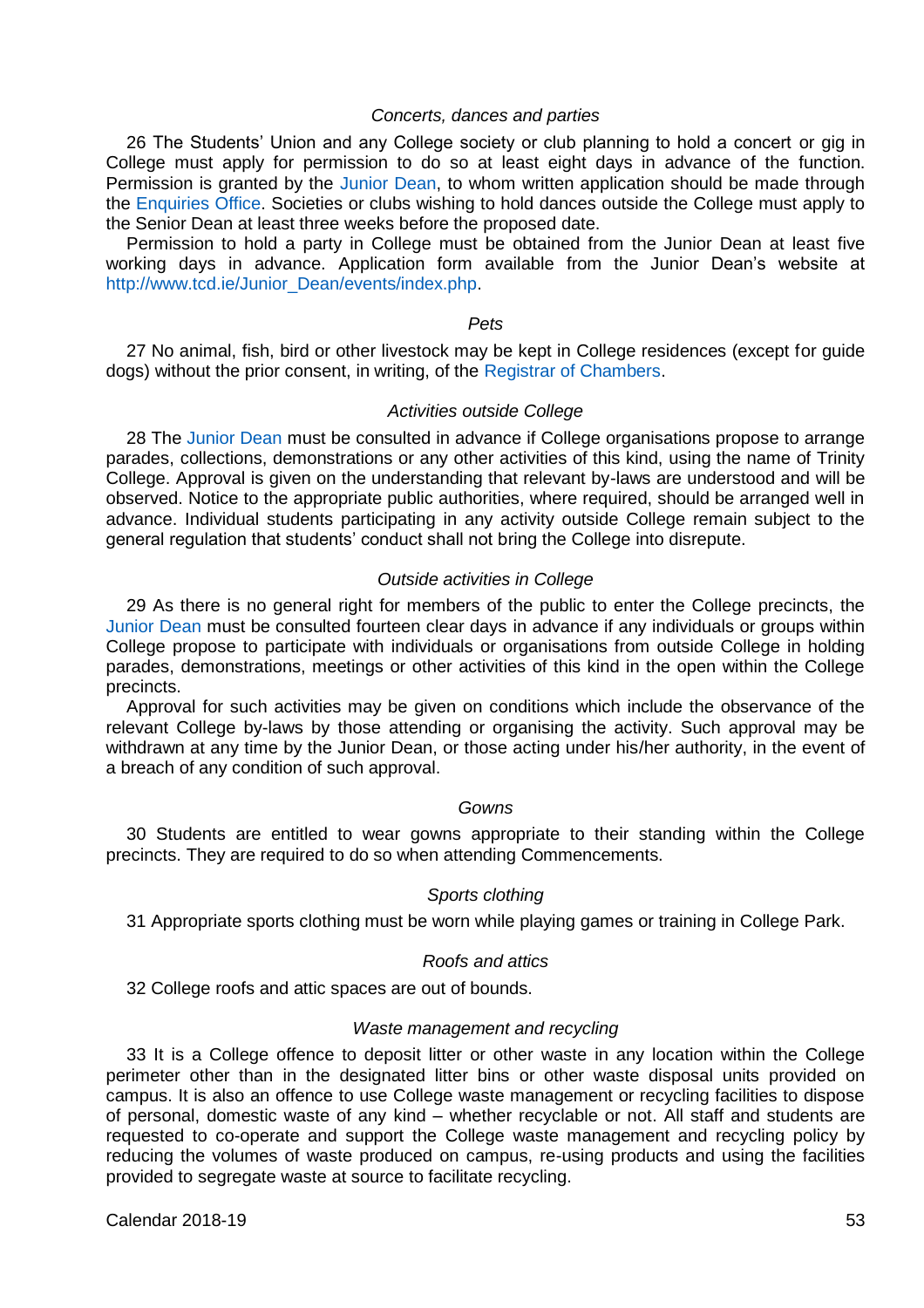*Concerts, dances and parties*

26 The Students' Union and any College society or club planning to hold a concert or gig in College must apply for permission to do so at least eight days in advance of the function. Permission is granted by the Junior Dean, to whom written application should be made through the Enquiries Office. Societies or clubs wishing to hold dances outside the College must apply to the Senior Dean at least three weeks before the proposed date.

Permission to hold a party in College must be obtained from the Junior Dean at least five working days in advance. Application form available from the Junior Dean's website at http://www.tcd.ie/Junior_Dean/events/index.php.

*Pets*

27 No animal, fish, bird or other livestock may be kept in College residences (except for guide dogs) without the prior consent, in writing, of the Registrar of Chambers.

*Activities outside College*

28 The Junior Dean must be consulted in advance if College organisations propose to arrange parades, collections, demonstrations or any other activities of this kind, using the name of Trinity College. Approval is given on the understanding that relevant by-laws are understood and will be observed. Notice to the appropriate public authorities, where required, should be arranged well in advance. Individual students participating in any activity outside College remain subject to the general regulation that students' conduct shall not bring the College into disrepute.

*Outside activities in College*

29 As there is no general right for members of the public to enter the College precincts, the Junior Dean must be consulted fourteen clear days in advance if any individuals or groups within College propose to participate with individuals or organisations from outside College in holding parades, demonstrations, meetings or other activities of this kind in the open within the College precincts.

Approval for such activities may be given on conditions which include the observance of the relevant College by-laws by those attending or organising the activity. Such approval may be withdrawn at any time by the Junior Dean, or those acting under his/her authority, in the event of a breach of any condition of such approval.

*Gowns*

30 Students are entitled to wear gowns appropriate to their standing within the College precincts. They are required to do so when attending Commencements.

*Sports clothing*

31 Appropriate sports clothing must be worn while playing games or training in College Park.

*Roofs and attics*

32 College roofs and attic spaces are out of bounds.

*Waste management and recycling*

33 It is a College offence to deposit litter or other waste in any location within the College perimeter other than in the designated litter bins or other waste disposal units provided on campus. It is also an offence to use College waste management or recycling facilities to dispose of personal, domestic waste of any kind – whether recyclable or not. All staff and students are requested to co-operate and support the College waste management and recycling policy by reducing the volumes of waste produced on campus, re-using products and using the facilities provided to segregate waste at source to facilitate recycling.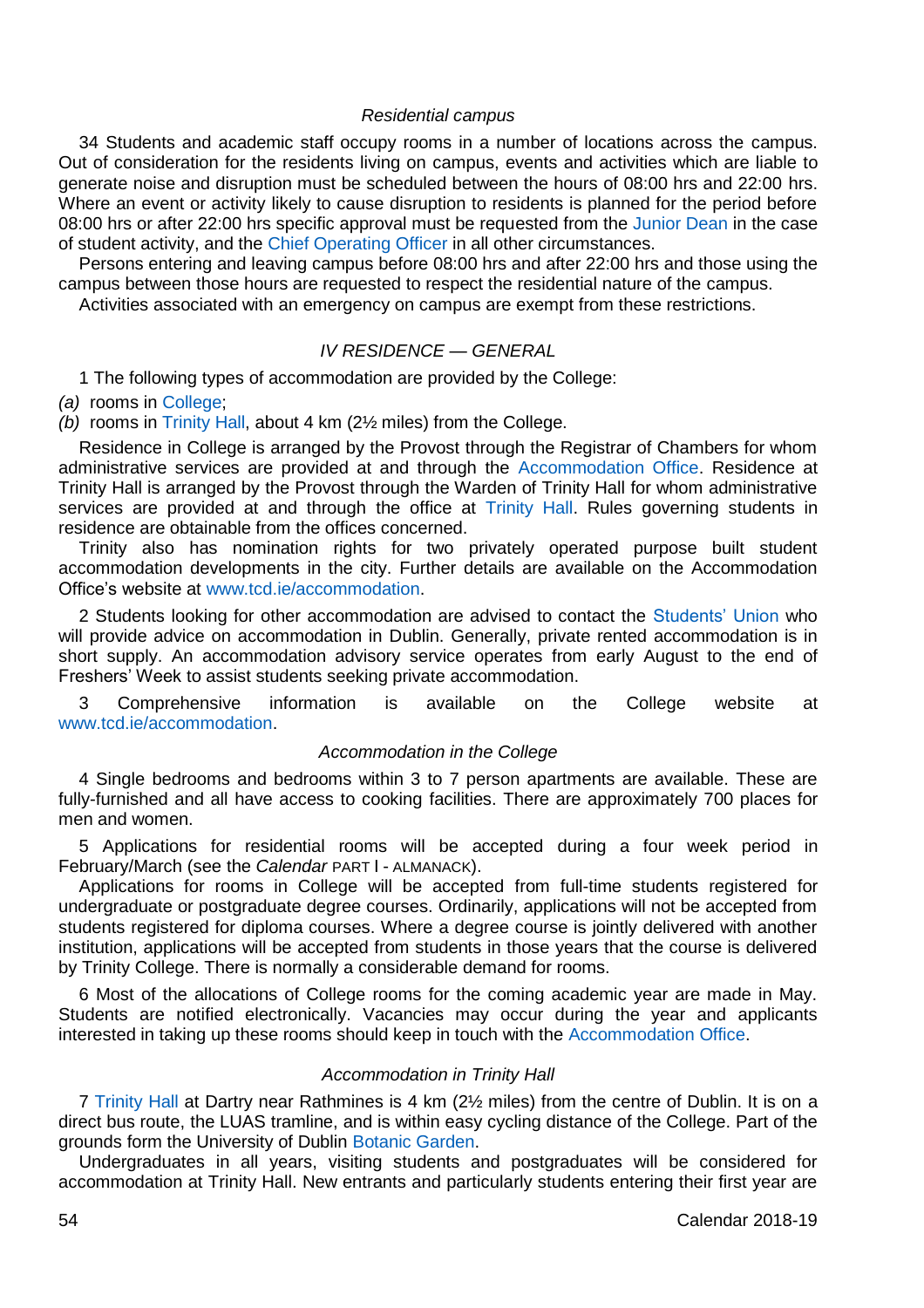*Residential campus*

34 Students and academic staff occupy rooms in a number of locations across the campus. Out of consideration for the residents living on campus, events and activities which are liable to generate noise and disruption must be scheduled between the hours of 08:00 hrs and 22:00 hrs. Where an event or activity likely to cause disruption to residents is planned for the period before 08:00 hrs or after 22:00 hrs specific approval must be requested from the Junior Dean in the case of student activity, and the Chief Operating Officer in all other circumstances.

Persons entering and leaving campus before 08:00 hrs and after 22:00 hrs and those using the campus between those hours are requested to respect the residential nature of the campus.

Activities associated with an emergency on campus are exempt from these restrictions.

## *IV RESIDENCE — GENERAL*

1 The following types of accommodation are provided by the College:

*(a)* rooms in College;

*(b)* rooms in Trinity Hall, about 4 km (2½ miles) from the College.

Residence in College is arranged by the Provost through the Registrar of Chambers for whom administrative services are provided at and through the Accommodation Office. Residence at Trinity Hall is arranged by the Provost through the Warden of Trinity Hall for whom administrative services are provided at and through the office at Trinity Hall. Rules governing students in residence are obtainable from the offices concerned.

Trinity also has nomination rights for two privately operated purpose built student accommodation developments in the city. Further details are available on the Accommodation Office's website at www.tcd.ie/accommodation.

2 Students looking for other accommodation are advised to contact the Students' Union who will provide advice on accommodation in Dublin. Generally, private rented accommodation is in short supply. An accommodation advisory service operates from early August to the end of Freshers' Week to assist students seeking private accommodation.

3 Comprehensive information is available on the College website at www.tcd.ie/accommodation.

*Accommodation in the College*

4 Single bedrooms and bedrooms within 3 to 7 person apartments are available. These are fully-furnished and all have access to cooking facilities. There are approximately 700 places for men and women.

5 Applications for residential rooms will be accepted during a four week period in February/March (see the *Calendar* PART I - ALMANACK).

Applications for rooms in College will be accepted from full-time students registered for undergraduate or postgraduate degree courses. Ordinarily, applications will not be accepted from students registered for diploma courses. Where a degree course is jointly delivered with another institution, applications will be accepted from students in those years that the course is delivered by Trinity College. There is normally a considerable demand for rooms.

6 Most of the allocations of College rooms for the coming academic year are made in May. Students are notified electronically. Vacancies may occur during the year and applicants interested in taking up these rooms should keep in touch with the Accommodation Office.

*Accommodation in Trinity Hall*

7 Trinity Hall at Dartry near Rathmines is 4 km (2½ miles) from the centre of Dublin. It is on a direct bus route, the LUAS tramline, and is within easy cycling distance of the College. Part of the grounds form the University of Dublin Botanic Garden.

Undergraduates in all years, visiting students and postgraduates will be considered for accommodation at Trinity Hall. New entrants and particularly students entering their first year are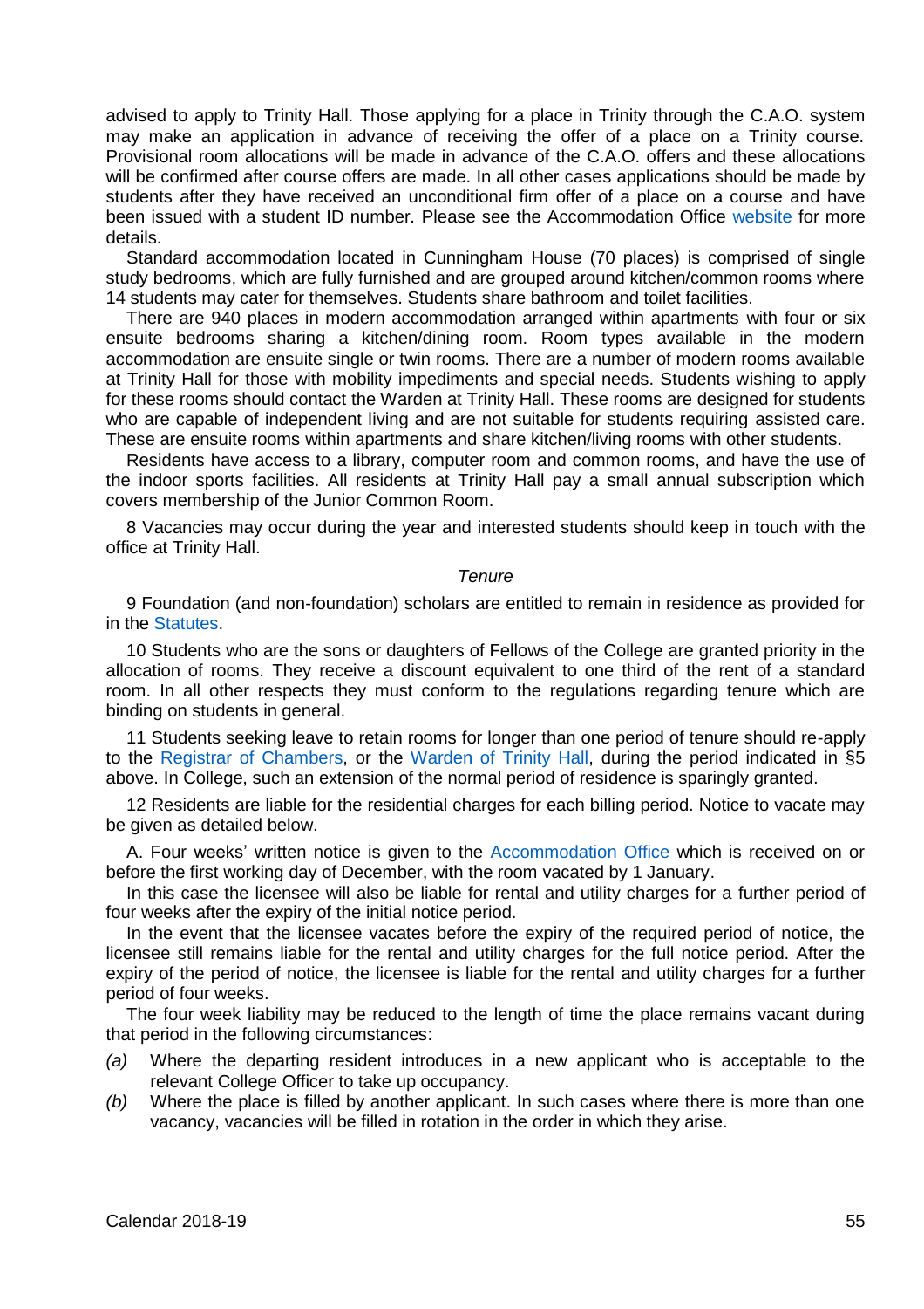advised to apply to Trinity Hall. Those applying for a place in Trinity through the C.A.O. system may make an application in advance of receiving the offer of a place on a Trinity course. Provisional room allocations will be made in advance of the C.A.O. offers and these allocations will be confirmed after course offers are made. In all other cases applications should be made by students after they have received an unconditional firm offer of a place on a course and have been issued with a student ID number. Please see the Accommodation Office website for more details.

Standard accommodation located in Cunningham House (70 places) is comprised of single study bedrooms, which are fully furnished and are grouped around kitchen/common rooms where 14 students may cater for themselves. Students share bathroom and toilet facilities.

There are 940 places in modern accommodation arranged within apartments with four or six ensuite bedrooms sharing a kitchen/dining room. Room types available in the modern accommodation are ensuite single or twin rooms. There are a number of modern rooms available at Trinity Hall for those with mobility impediments and special needs. Students wishing to apply for these rooms should contact the Warden at Trinity Hall. These rooms are designed for students who are capable of independent living and are not suitable for students requiring assisted care. These are ensuite rooms within apartments and share kitchen/living rooms with other students.

Residents have access to a library, computer room and common rooms, and have the use of the indoor sports facilities. All residents at Trinity Hall pay a small annual subscription which covers membership of the Junior Common Room.

8 Vacancies may occur during the year and interested students should keep in touch with the office at Trinity Hall.

*Tenure*

9 Foundation (and non-foundation) scholars are entitled to remain in residence as provided for in the Statutes.

10 Students who are the sons or daughters of Fellows of the College are granted priority in the allocation of rooms. They receive a discount equivalent to one third of the rent of a standard room. In all other respects they must conform to the regulations regarding tenure which are binding on students in general.

11 Students seeking leave to retain rooms for longer than one period of tenure should re-apply to the Registrar of Chambers, or the Warden of Trinity Hall, during the period indicated in §5 above. In College, such an extension of the normal period of residence is sparingly granted.

12 Residents are liable for the residential charges for each billing period. Notice to vacate may be given as detailed below.

A. Four weeks' written notice is given to the Accommodation Office which is received on or before the first working day of December, with the room vacated by 1 January.

In this case the licensee will also be liable for rental and utility charges for a further period of four weeks after the expiry of the initial notice period.

In the event that the licensee vacates before the expiry of the required period of notice, the licensee still remains liable for the rental and utility charges for the full notice period. After the expiry of the period of notice, the licensee is liable for the rental and utility charges for a further period of four weeks.

The four week liability may be reduced to the length of time the place remains vacant during that period in the following circumstances:

*(a)* Where the departing resident introduces in a new applicant who is acceptable to the relevant College Officer to take up occupancy.

*(b)* Where the place is filled by another applicant. In such cases where there is more than one vacancy, vacancies will be filled in rotation in the order in which they arise.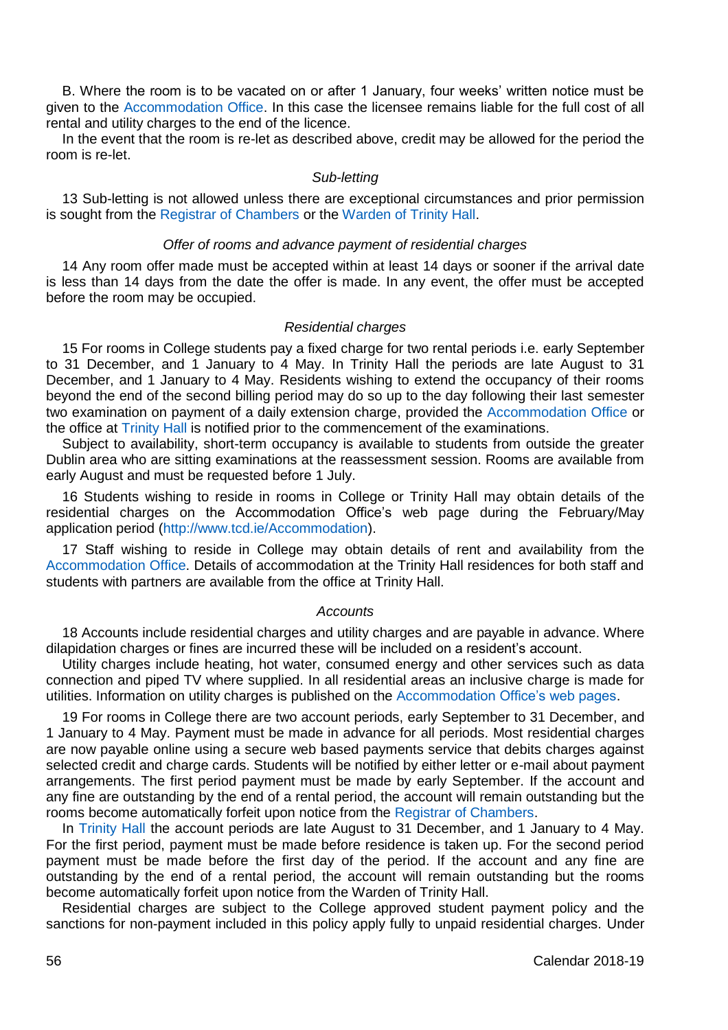B. Where the room is to be vacated on or after 1 January, four weeks' written notice must be given to the Accommodation Office. In this case the licensee remains liable for the full cost of all rental and utility charges to the end of the licence.

In the event that the room is re-let as described above, credit may be allowed for the period the room is re-let.

*Sub-letting*

13 Sub-letting is not allowed unless there are exceptional circumstances and prior permission is sought from the Registrar of Chambers or the Warden of Trinity Hall.

*Offer of rooms and advance payment of residential charges*

14 Any room offer made must be accepted within at least 14 days or sooner if the arrival date is less than 14 days from the date the offer is made. In any event, the offer must be accepted before the room may be occupied.

*Residential charges*

15 For rooms in College students pay a fixed charge for two rental periods i.e. early September to 31 December, and 1 January to 4 May. In Trinity Hall the periods are late August to 31 December, and 1 January to 4 May. Residents wishing to extend the occupancy of their rooms beyond the end of the second billing period may do so up to the day following their last semester two examination on payment of a daily extension charge, provided the Accommodation Office or the office at Trinity Hall is notified prior to the commencement of the examinations.

Subject to availability, short-term occupancy is available to students from outside the greater Dublin area who are sitting examinations at the reassessment session. Rooms are available from early August and must be requested before 1 July.

16 Students wishing to reside in rooms in College or Trinity Hall may obtain details of the residential charges on the Accommodation Office's web page during the February/May application period (http://www.tcd.ie/Accommodation).

17 Staff wishing to reside in College may obtain details of rent and availability from the Accommodation Office. Details of accommodation at the Trinity Hall residences for both staff and students with partners are available from the office at Trinity Hall.

*Accounts*

18 Accounts include residential charges and utility charges and are payable in advance. Where dilapidation charges or fines are incurred these will be included on a resident's account.

Utility charges include heating, hot water, consumed energy and other services such as data connection and piped TV where supplied. In all residential areas an inclusive charge is made for utilities. Information on utility charges is published on the Accommodation Office's web pages.

19 For rooms in College there are two account periods, early September to 31 December, and 1 January to 4 May. Payment must be made in advance for all periods. Most residential charges are now payable online using a secure web based payments service that debits charges against selected credit and charge cards. Students will be notified by either letter or e-mail about payment arrangements. The first period payment must be made by early September. If the account and any fine are outstanding by the end of a rental period, the account will remain outstanding but the rooms become automatically forfeit upon notice from the Registrar of Chambers.

In Trinity Hall the account periods are late August to 31 December, and 1 January to 4 May. For the first period, payment must be made before residence is taken up. For the second period payment must be made before the first day of the period. If the account and any fine are outstanding by the end of a rental period, the account will remain outstanding but the rooms become automatically forfeit upon notice from the Warden of Trinity Hall.

Residential charges are subject to the College approved student payment policy and the sanctions for non-payment included in this policy apply fully to unpaid residential charges. Under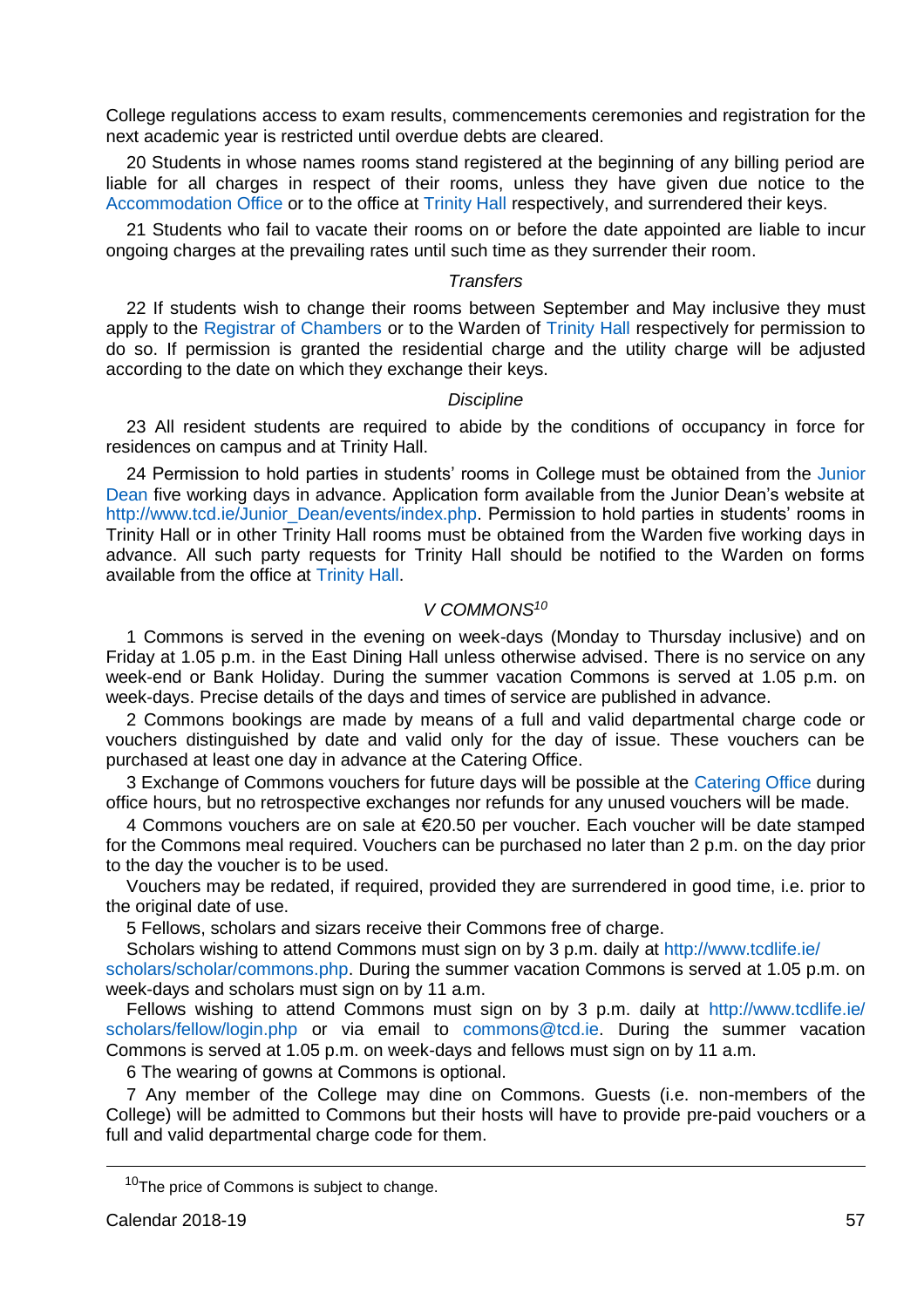College regulations access to exam results, commencements ceremonies and registration for the next academic year is restricted until overdue debts are cleared.

20 Students in whose names rooms stand registered at the beginning of any billing period are liable for all charges in respect of their rooms, unless they have given due notice to the Accommodation Office or to the office at Trinity Hall respectively, and surrendered their keys.

21 Students who fail to vacate their rooms on or before the date appointed are liable to incur ongoing charges at the prevailing rates until such time as they surrender their room.

*Transfers*

22 If students wish to change their rooms between September and May inclusive they must apply to the Registrar of Chambers or to the Warden of Trinity Hall respectively for permission to do so. If permission is granted the residential charge and the utility charge will be adjusted according to the date on which they exchange their keys.

*Discipline*

23 All resident students are required to abide by the conditions of occupancy in force for residences on campus and at Trinity Hall.

24 Permission to hold parties in students' rooms in College must be obtained from the Junior Dean five working days in advance. Application form available from the Junior Dean's website at http://www.tcd.ie/Junior_Dean/events/index.php. Permission to hold parties in students' rooms in Trinity Hall or in other Trinity Hall rooms must be obtained from the Warden five working days in advance. All such party requests for Trinity Hall should be notified to the Warden on forms available from the office at Trinity Hall.

*V COMMONS*[10]

1 Commons is served in the evening on week-days (Monday to Thursday inclusive) and on Friday at 1.05 p.m. in the East Dining Hall unless otherwise advised. There is no service on any week-end or Bank Holiday. During the summer vacation Commons is served at 1.05 p.m. on week-days. Precise details of the days and times of service are published in advance.

2 Commons bookings are made by means of a full and valid departmental charge code or vouchers distinguished by date and valid only for the day of issue. These vouchers can be purchased at least one day in advance at the Catering Office.

3 Exchange of Commons vouchers for future days will be possible at the Catering Office during office hours, but no retrospective exchanges nor refunds for any unused vouchers will be made.

4 Commons vouchers are on sale at €20.50 per voucher. Each voucher will be date stamped for the Commons meal required. Vouchers can be purchased no later than 2 p.m. on the day prior to the day the voucher is to be used.

Vouchers may be redated, if required, provided they are surrendered in good time, i.e. prior to the original date of use.

5 Fellows, scholars and sizars receive their Commons free of charge.

Scholars wishing to attend Commons must sign on by 3 p.m. daily at http://www.tcdlife.ie/scholars/scholar/commons.php. During the summer vacation Commons is served at 1.05 p.m. on week-days and scholars must sign on by 11 a.m.

Fellows wishing to attend Commons must sign on by 3 p.m. daily at http://www.tcdlife.ie/scholars/fellow/login.php or via email to commons@tcd.ie. During the summer vacation Commons is served at 1.05 p.m. on week-days and fellows must sign on by 11 a.m.

6 The wearing of gowns at Commons is optional.

7 Any member of the College may dine on Commons. Guests (i.e. non-members of the College) will be admitted to Commons but their hosts will have to provide pre-paid vouchers or a full and valid departmental charge code for them.

---

[10] The price of Commons is subject to change.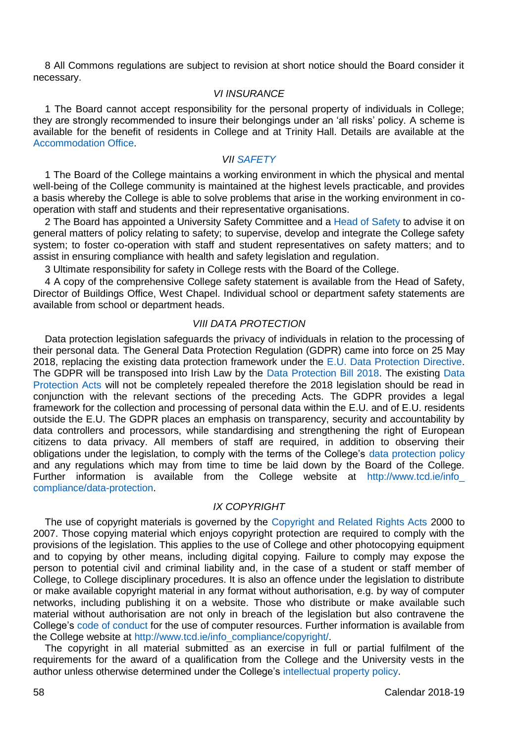8 All Commons regulations are subject to revision at short notice should the Board consider it necessary.

## *VI INSURANCE*

1 The Board cannot accept responsibility for the personal property of individuals in College; they are strongly recommended to insure their belongings under an 'all risks' policy. A scheme is available for the benefit of residents in College and at Trinity Hall. Details are available at the Accommodation Office.

## *VII SAFETY*

1 The Board of the College maintains a working environment in which the physical and mental well-being of the College community is maintained at the highest levels practicable, and provides a basis whereby the College is able to solve problems that arise in the working environment in co-operation with staff and students and their representative organisations.

2 The Board has appointed a University Safety Committee and a Head of Safety to advise it on general matters of policy relating to safety; to supervise, develop and integrate the College safety system; to foster co-operation with staff and student representatives on safety matters; and to assist in ensuring compliance with health and safety legislation and regulation.

3 Ultimate responsibility for safety in College rests with the Board of the College.

4 A copy of the comprehensive College safety statement is available from the Head of Safety, Director of Buildings Office, West Chapel. Individual school or department safety statements are available from school or department heads.

## *VIII DATA PROTECTION*

Data protection legislation safeguards the privacy of individuals in relation to the processing of their personal data. The General Data Protection Regulation (GDPR) came into force on 25 May 2018, replacing the existing data protection framework under the E.U. Data Protection Directive. The GDPR will be transposed into Irish Law by the Data Protection Bill 2018. The existing Data Protection Acts will not be completely repealed therefore the 2018 legislation should be read in conjunction with the relevant sections of the preceding Acts. The GDPR provides a legal framework for the collection and processing of personal data within the E.U. and of E.U. residents outside the E.U. The GDPR places an emphasis on transparency, security and accountability by data controllers and processors, while standardising and strengthening the right of European citizens to data privacy. All members of staff are required, in addition to observing their obligations under the legislation, to comply with the terms of the College's data protection policy and any regulations which may from time to time be laid down by the Board of the College. Further information is available from the College website at http://www.tcd.ie/info_compliance/data-protection.

## *IX COPYRIGHT*

The use of copyright materials is governed by the Copyright and Related Rights Acts 2000 to 2007. Those copying material which enjoys copyright protection are required to comply with the provisions of the legislation. This applies to the use of College and other photocopying equipment and to copying by other means, including digital copying. Failure to comply may expose the person to potential civil and criminal liability and, in the case of a student or staff member of College, to College disciplinary procedures. It is also an offence under the legislation to distribute or make available copyright material in any format without authorisation, e.g. by way of computer networks, including publishing it on a website. Those who distribute or make available such material without authorisation are not only in breach of the legislation but also contravene the College's code of conduct for the use of computer resources. Further information is available from the College website at http://www.tcd.ie/info_compliance/copyright/.

The copyright in all material submitted as an exercise in full or partial fulfilment of the requirements for the award of a qualification from the College and the University vests in the author unless otherwise determined under the College's intellectual property policy.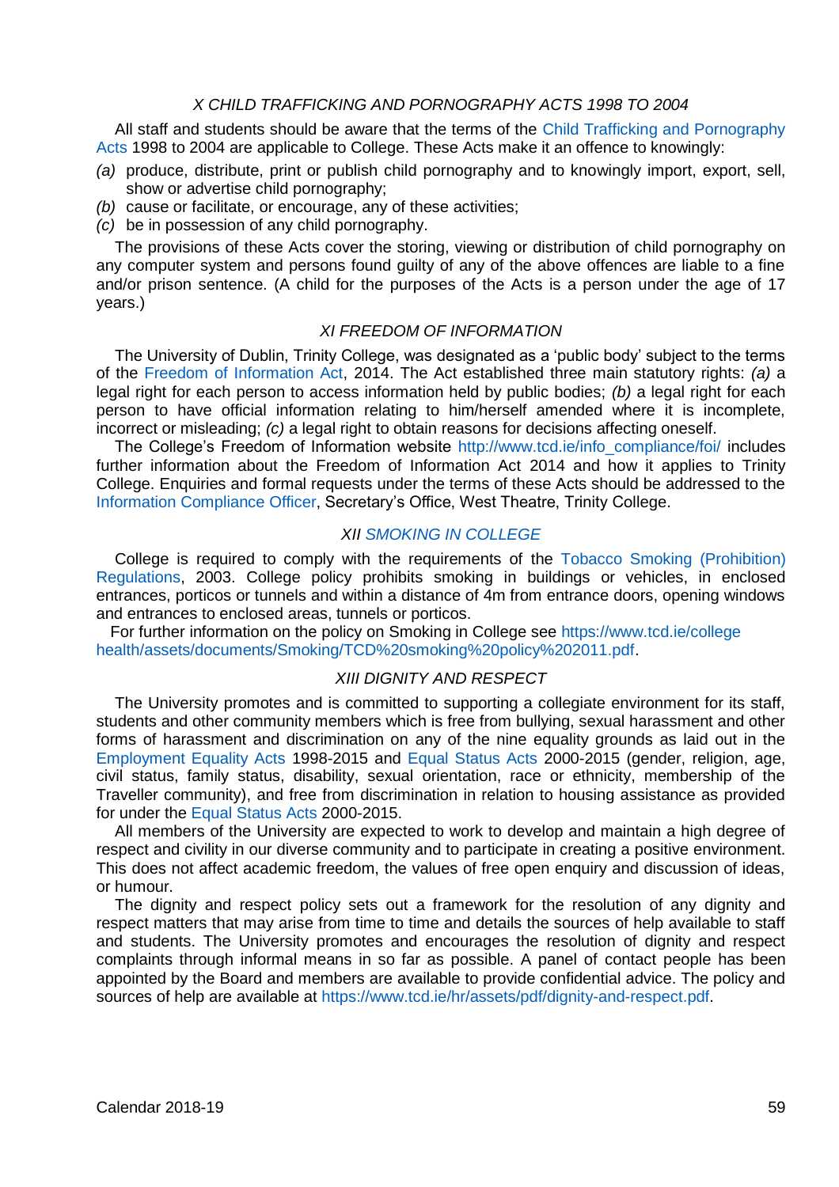### *X CHILD TRAFFICKING AND PORNOGRAPHY ACTS 1998 TO 2004*

All staff and students should be aware that the terms of the Child Trafficking and Pornography Acts 1998 to 2004 are applicable to College. These Acts make it an offence to knowingly:

*(a)* produce, distribute, print or publish child pornography and to knowingly import, export, sell, show or advertise child pornography;

*(b)* cause or facilitate, or encourage, any of these activities;

*(c)* be in possession of any child pornography.

The provisions of these Acts cover the storing, viewing or distribution of child pornography on any computer system and persons found guilty of any of the above offences are liable to a fine and/or prison sentence. (A child for the purposes of the Acts is a person under the age of 17 years.)

### *XI FREEDOM OF INFORMATION*

The University of Dublin, Trinity College, was designated as a 'public body' subject to the terms of the Freedom of Information Act, 2014. The Act established three main statutory rights: *(a)* a legal right for each person to access information held by public bodies; *(b)* a legal right for each person to have official information relating to him/herself amended where it is incomplete, incorrect or misleading; *(c)* a legal right to obtain reasons for decisions affecting oneself.

The College's Freedom of Information website http://www.tcd.ie/info_compliance/foi/ includes further information about the Freedom of Information Act 2014 and how it applies to Trinity College. Enquiries and formal requests under the terms of these Acts should be addressed to the Information Compliance Officer, Secretary's Office, West Theatre, Trinity College.

### *XII SMOKING IN COLLEGE*

College is required to comply with the requirements of the Tobacco Smoking (Prohibition) Regulations, 2003. College policy prohibits smoking in buildings or vehicles, in enclosed entrances, porticos or tunnels and within a distance of 4m from entrance doors, opening windows and entrances to enclosed areas, tunnels or porticos.

For further information on the policy on Smoking in College see https://www.tcd.ie/college health/assets/documents/Smoking/TCD%20smoking%20policy%202011.pdf.

### *XIII DIGNITY AND RESPECT*

The University promotes and is committed to supporting a collegiate environment for its staff, students and other community members which is free from bullying, sexual harassment and other forms of harassment and discrimination on any of the nine equality grounds as laid out in the Employment Equality Acts 1998-2015 and Equal Status Acts 2000-2015 (gender, religion, age, civil status, family status, disability, sexual orientation, race or ethnicity, membership of the Traveller community), and free from discrimination in relation to housing assistance as provided for under the Equal Status Acts 2000-2015.

All members of the University are expected to work to develop and maintain a high degree of respect and civility in our diverse community and to participate in creating a positive environment. This does not affect academic freedom, the values of free open enquiry and discussion of ideas, or humour.

The dignity and respect policy sets out a framework for the resolution of any dignity and respect matters that may arise from time to time and details the sources of help available to staff and students. The University promotes and encourages the resolution of dignity and respect complaints through informal means in so far as possible. A panel of contact people has been appointed by the Board and members are available to provide confidential advice. The policy and sources of help are available at https://www.tcd.ie/hr/assets/pdf/dignity-and-respect.pdf.